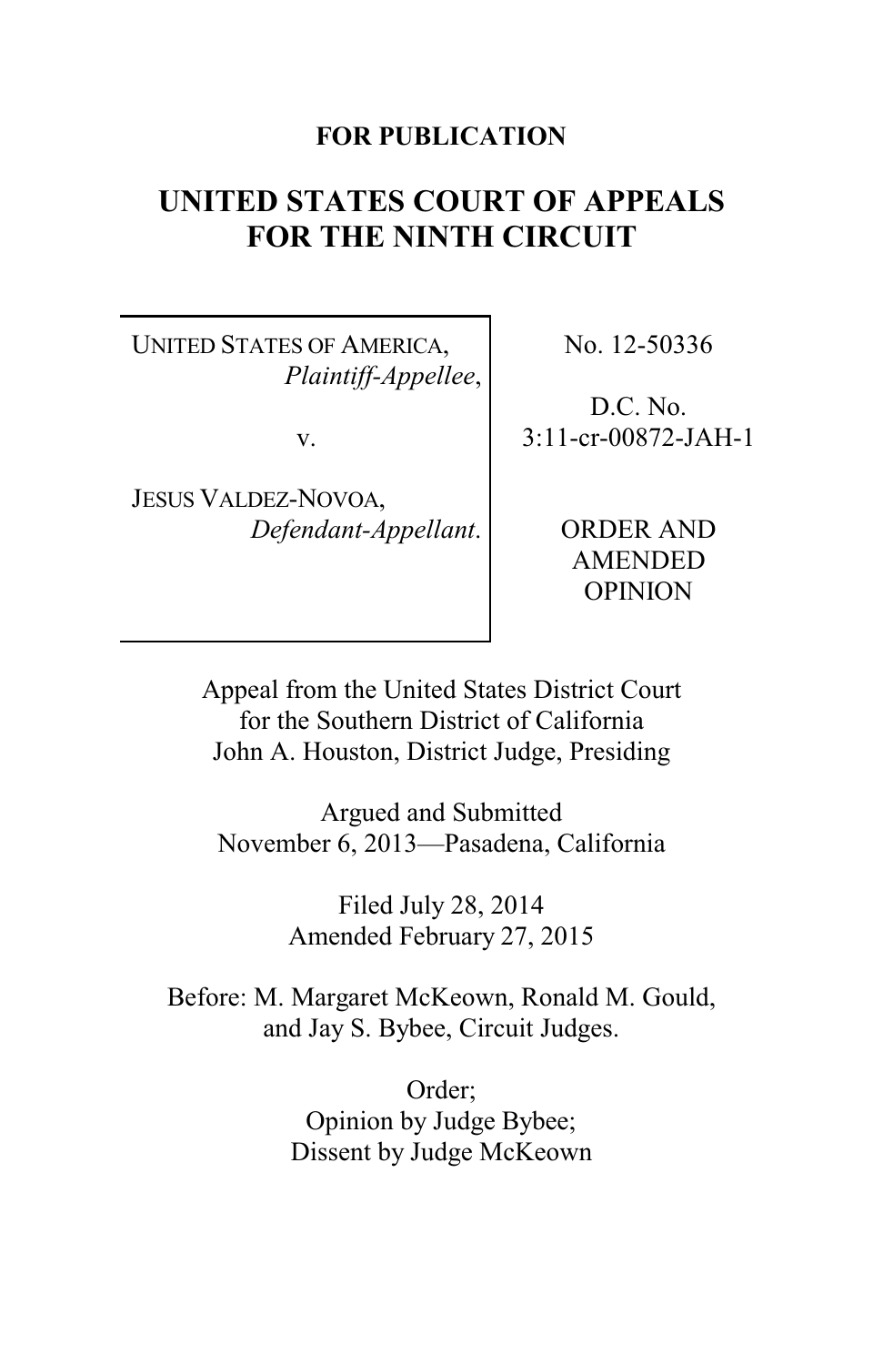**FOR PUBLICATION**

# UNITED STATES COURT OF APPEALS FOR THE NINTH CIRCUIT

| | |
|---|---|
| UNITED STATES OF AMERICA, *Plaintiff-Appellee*,<br><br>v.<br><br>JESUS VALDEZ-NOVOA, *Defendant-Appellant*. | No. 12-50336<br><br>D.C. No. 3:11-cr-00872-JAH-1<br><br>ORDER AND AMENDED OPINION |

Appeal from the United States District Court for the Southern District of California
John A. Houston, District Judge, Presiding

Argued and Submitted
November 6, 2013—Pasadena, California

Filed July 28, 2014
Amended February 27, 2015

Before: M. Margaret McKeown, Ronald M. Gould, and Jay S. Bybee, Circuit Judges.

Order;
Opinion by Judge Bybee;
Dissent by Judge McKeown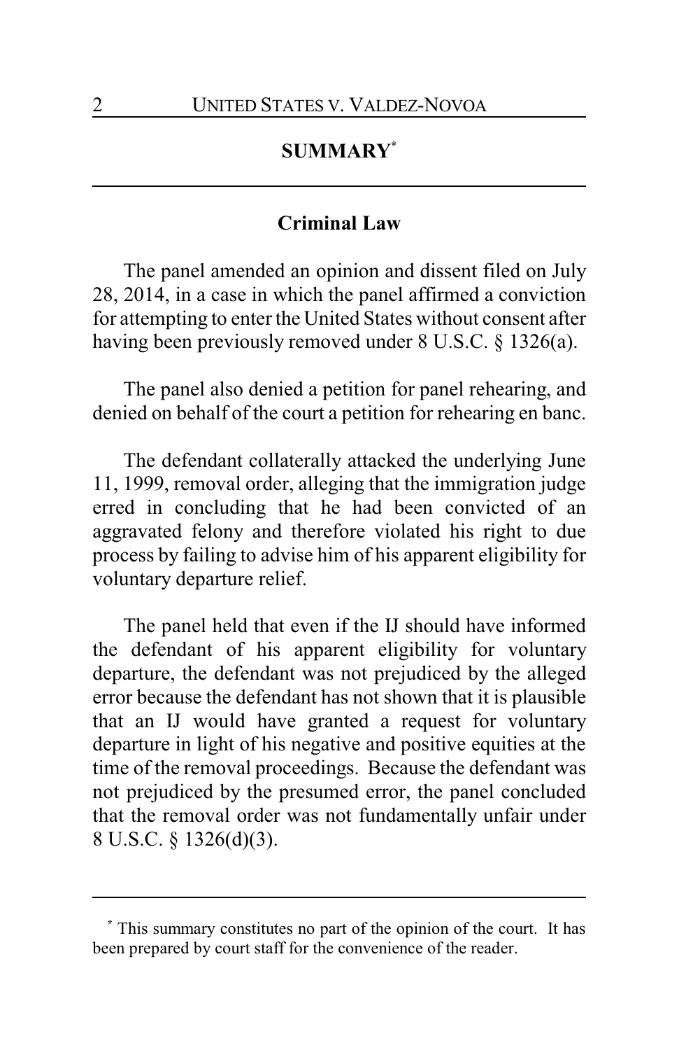## SUMMARY[*]

### Criminal Law

The panel amended an opinion and dissent filed on July 28, 2014, in a case in which the panel affirmed a conviction for attempting to enter the United States without consent after having been previously removed under 8 U.S.C. § 1326(a).

The panel also denied a petition for panel rehearing, and denied on behalf of the court a petition for rehearing en banc.

The defendant collaterally attacked the underlying June 11, 1999, removal order, alleging that the immigration judge erred in concluding that he had been convicted of an aggravated felony and therefore violated his right to due process by failing to advise him of his apparent eligibility for voluntary departure relief.

The panel held that even if the IJ should have informed the defendant of his apparent eligibility for voluntary departure, the defendant was not prejudiced by the alleged error because the defendant has not shown that it is plausible that an IJ would have granted a request for voluntary departure in light of his negative and positive equities at the time of the removal proceedings. Because the defendant was not prejudiced by the presumed error, the panel concluded that the removal order was not fundamentally unfair under 8 U.S.C. § 1326(d)(3).

---

[*] This summary constitutes no part of the opinion of the court. It has been prepared by court staff for the convenience of the reader.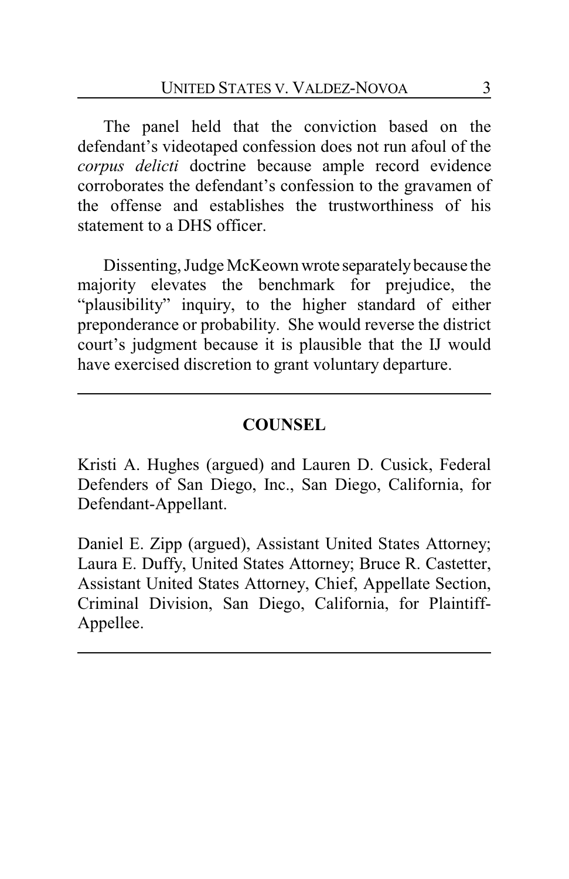The panel held that the conviction based on the defendant's videotaped confession does not run afoul of the *corpus delicti* doctrine because ample record evidence corroborates the defendant's confession to the gravamen of the offense and establishes the trustworthiness of his statement to a DHS officer.

Dissenting, Judge McKeown wrote separately because the majority elevates the benchmark for prejudice, the "plausibility" inquiry, to the higher standard of either preponderance or probability. She would reverse the district court's judgment because it is plausible that the IJ would have exercised discretion to grant voluntary departure.

---

## COUNSEL

Kristi A. Hughes (argued) and Lauren D. Cusick, Federal Defenders of San Diego, Inc., San Diego, California, for Defendant-Appellant.

Daniel E. Zipp (argued), Assistant United States Attorney; Laura E. Duffy, United States Attorney; Bruce R. Castetter, Assistant United States Attorney, Chief, Appellate Section, Criminal Division, San Diego, California, for Plaintiff-Appellee.

---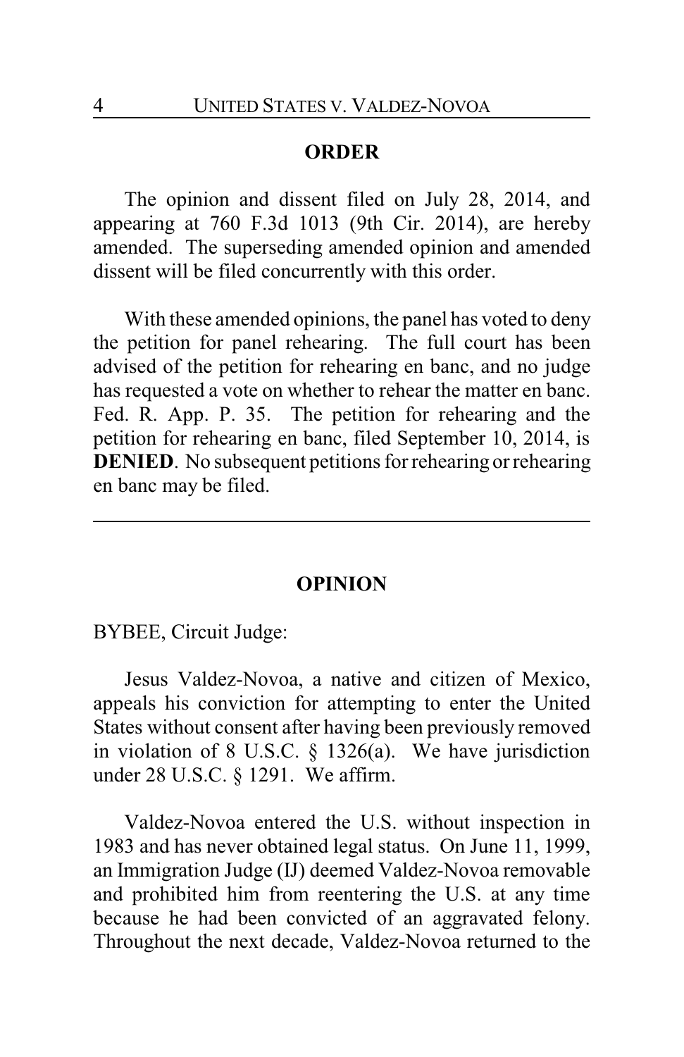## ORDER

The opinion and dissent filed on July 28, 2014, and appearing at 760 F.3d 1013 (9th Cir. 2014), are hereby amended. The superseding amended opinion and amended dissent will be filed concurrently with this order.

With these amended opinions, the panel has voted to deny the petition for panel rehearing. The full court has been advised of the petition for rehearing en banc, and no judge has requested a vote on whether to rehear the matter en banc. Fed. R. App. P. 35. The petition for rehearing and the petition for rehearing en banc, filed September 10, 2014, is **DENIED**. No subsequent petitions for rehearing or rehearing en banc may be filed.

---

## OPINION

BYBEE, Circuit Judge:

Jesus Valdez-Novoa, a native and citizen of Mexico, appeals his conviction for attempting to enter the United States without consent after having been previously removed in violation of 8 U.S.C. § 1326(a). We have jurisdiction under 28 U.S.C. § 1291. We affirm.

Valdez-Novoa entered the U.S. without inspection in 1983 and has never obtained legal status. On June 11, 1999, an Immigration Judge (IJ) deemed Valdez-Novoa removable and prohibited him from reentering the U.S. at any time because he had been convicted of an aggravated felony. Throughout the next decade, Valdez-Novoa returned to the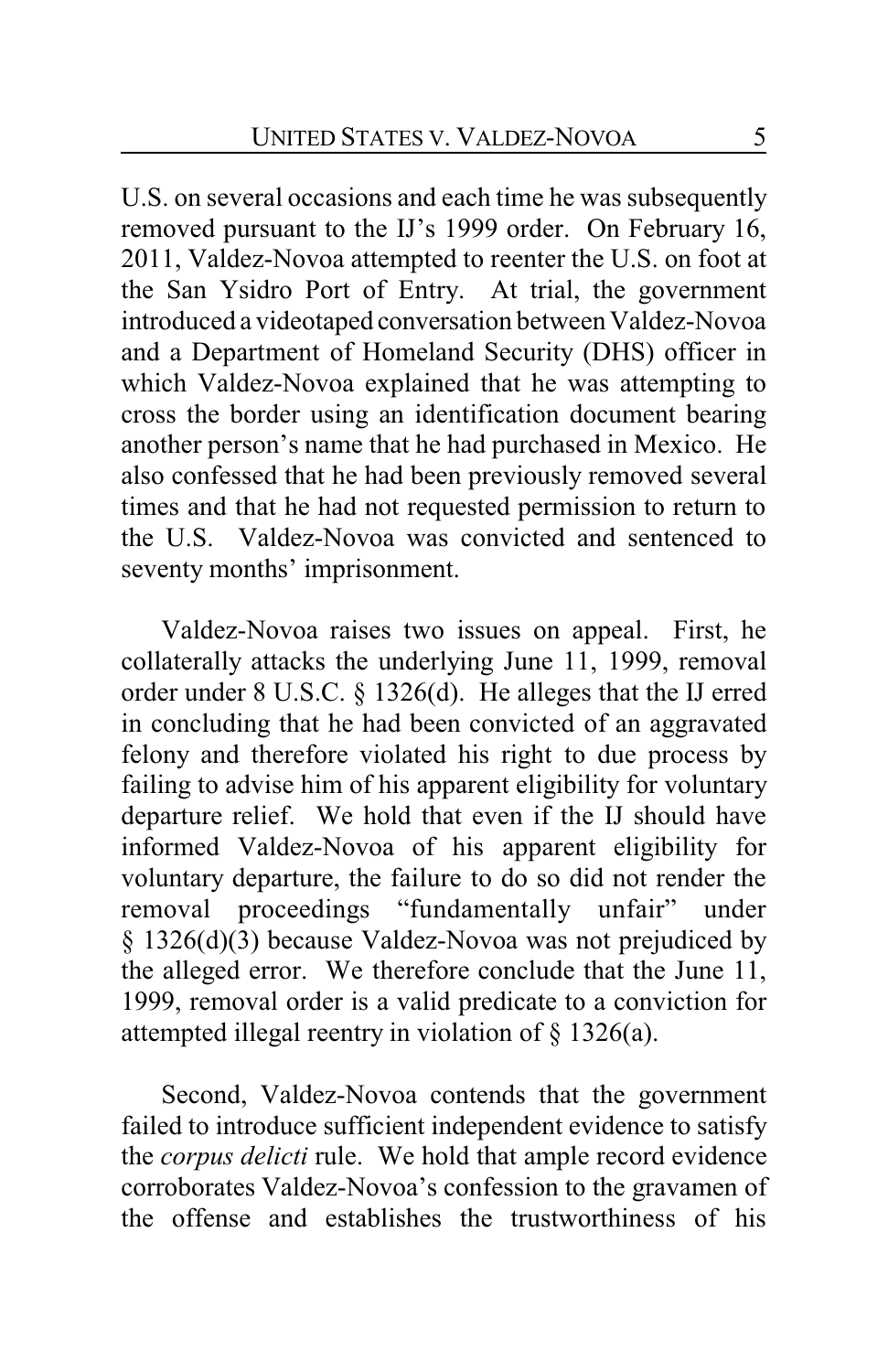U.S. on several occasions and each time he was subsequently removed pursuant to the IJ's 1999 order. On February 16, 2011, Valdez-Novoa attempted to reenter the U.S. on foot at the San Ysidro Port of Entry. At trial, the government introduced a videotaped conversation between Valdez-Novoa and a Department of Homeland Security (DHS) officer in which Valdez-Novoa explained that he was attempting to cross the border using an identification document bearing another person's name that he had purchased in Mexico. He also confessed that he had been previously removed several times and that he had not requested permission to return to the U.S. Valdez-Novoa was convicted and sentenced to seventy months' imprisonment.

Valdez-Novoa raises two issues on appeal. First, he collaterally attacks the underlying June 11, 1999, removal order under 8 U.S.C. § 1326(d). He alleges that the IJ erred in concluding that he had been convicted of an aggravated felony and therefore violated his right to due process by failing to advise him of his apparent eligibility for voluntary departure relief. We hold that even if the IJ should have informed Valdez-Novoa of his apparent eligibility for voluntary departure, the failure to do so did not render the removal proceedings "fundamentally unfair" under § 1326(d)(3) because Valdez-Novoa was not prejudiced by the alleged error. We therefore conclude that the June 11, 1999, removal order is a valid predicate to a conviction for attempted illegal reentry in violation of § 1326(a).

Second, Valdez-Novoa contends that the government failed to introduce sufficient independent evidence to satisfy the *corpus delicti* rule. We hold that ample record evidence corroborates Valdez-Novoa's confession to the gravamen of the offense and establishes the trustworthiness of his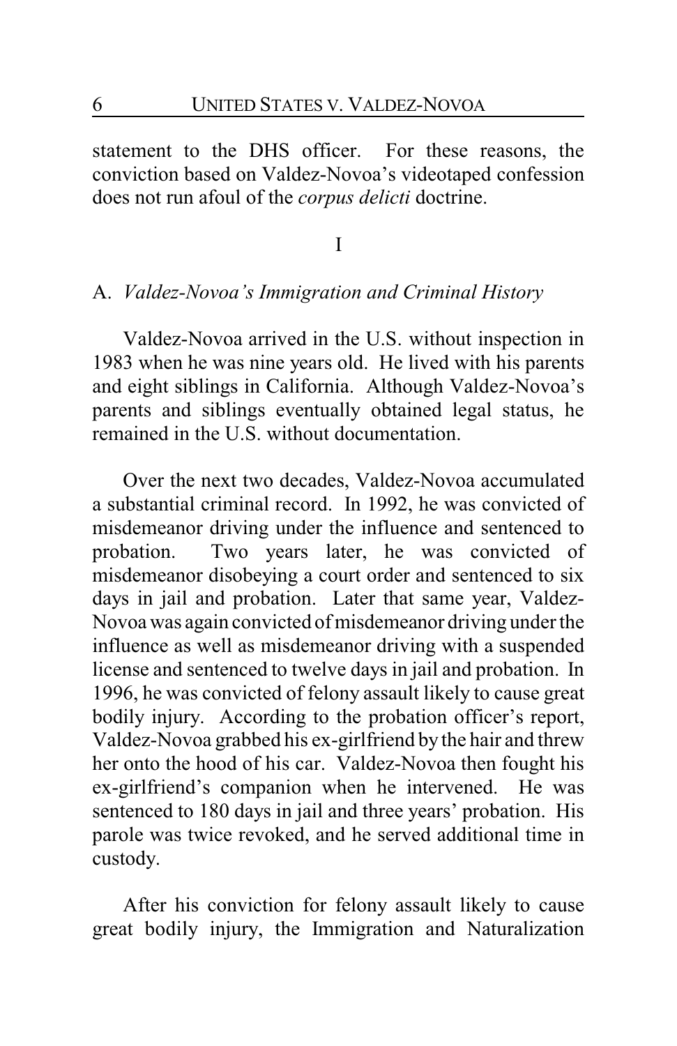statement to the DHS officer. For these reasons, the conviction based on Valdez-Novoa's videotaped confession does not run afoul of the *corpus delicti* doctrine.

# I

## A. *Valdez-Novoa's Immigration and Criminal History*

Valdez-Novoa arrived in the U.S. without inspection in 1983 when he was nine years old. He lived with his parents and eight siblings in California. Although Valdez-Novoa's parents and siblings eventually obtained legal status, he remained in the U.S. without documentation.

Over the next two decades, Valdez-Novoa accumulated a substantial criminal record. In 1992, he was convicted of misdemeanor driving under the influence and sentenced to probation. Two years later, he was convicted of misdemeanor disobeying a court order and sentenced to six days in jail and probation. Later that same year, Valdez-Novoa was again convicted of misdemeanor driving under the influence as well as misdemeanor driving with a suspended license and sentenced to twelve days in jail and probation. In 1996, he was convicted of felony assault likely to cause great bodily injury. According to the probation officer's report, Valdez-Novoa grabbed his ex-girlfriend by the hair and threw her onto the hood of his car. Valdez-Novoa then fought his ex-girlfriend's companion when he intervened. He was sentenced to 180 days in jail and three years' probation. His parole was twice revoked, and he served additional time in custody.

After his conviction for felony assault likely to cause great bodily injury, the Immigration and Naturalization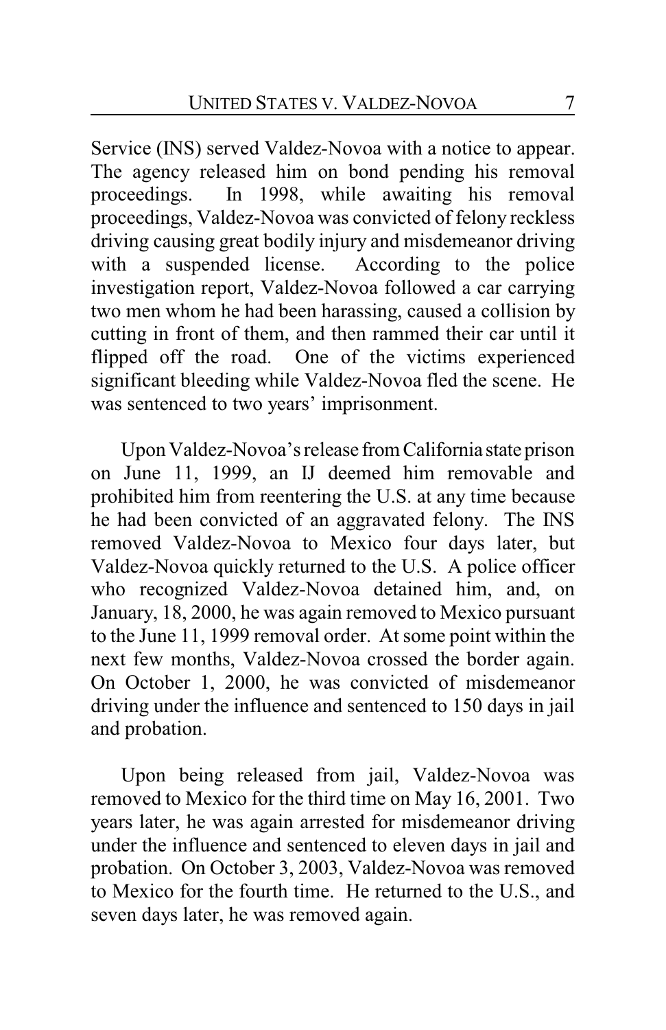Service (INS) served Valdez-Novoa with a notice to appear. The agency released him on bond pending his removal proceedings. In 1998, while awaiting his removal proceedings, Valdez-Novoa was convicted of felony reckless driving causing great bodily injury and misdemeanor driving with a suspended license. According to the police investigation report, Valdez-Novoa followed a car carrying two men whom he had been harassing, caused a collision by cutting in front of them, and then rammed their car until it flipped off the road. One of the victims experienced significant bleeding while Valdez-Novoa fled the scene. He was sentenced to two years' imprisonment.

Upon Valdez-Novoa's release from California state prison on June 11, 1999, an IJ deemed him removable and prohibited him from reentering the U.S. at any time because he had been convicted of an aggravated felony. The INS removed Valdez-Novoa to Mexico four days later, but Valdez-Novoa quickly returned to the U.S. A police officer who recognized Valdez-Novoa detained him, and, on January, 18, 2000, he was again removed to Mexico pursuant to the June 11, 1999 removal order. At some point within the next few months, Valdez-Novoa crossed the border again. On October 1, 2000, he was convicted of misdemeanor driving under the influence and sentenced to 150 days in jail and probation.

Upon being released from jail, Valdez-Novoa was removed to Mexico for the third time on May 16, 2001. Two years later, he was again arrested for misdemeanor driving under the influence and sentenced to eleven days in jail and probation. On October 3, 2003, Valdez-Novoa was removed to Mexico for the fourth time. He returned to the U.S., and seven days later, he was removed again.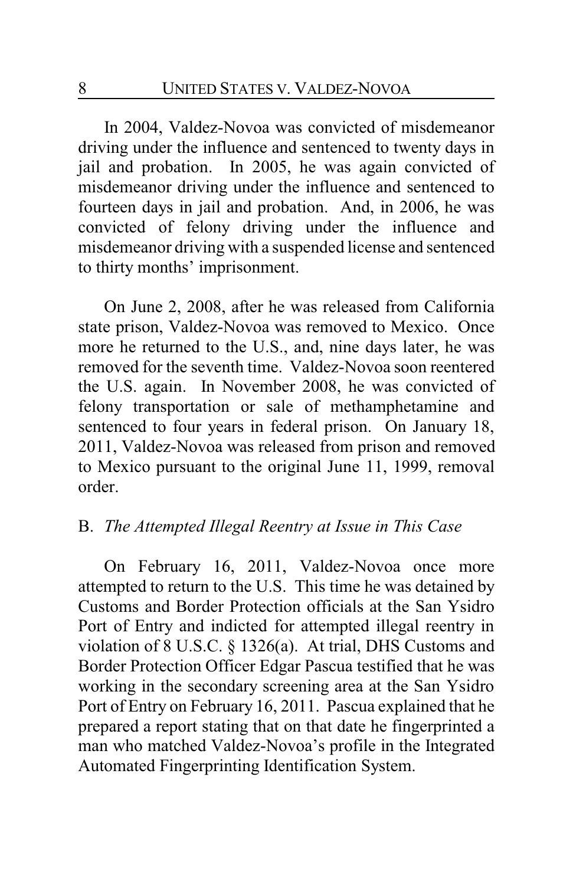In 2004, Valdez-Novoa was convicted of misdemeanor driving under the influence and sentenced to twenty days in jail and probation. In 2005, he was again convicted of misdemeanor driving under the influence and sentenced to fourteen days in jail and probation. And, in 2006, he was convicted of felony driving under the influence and misdemeanor driving with a suspended license and sentenced to thirty months' imprisonment.

On June 2, 2008, after he was released from California state prison, Valdez-Novoa was removed to Mexico. Once more he returned to the U.S., and, nine days later, he was removed for the seventh time. Valdez-Novoa soon reentered the U.S. again. In November 2008, he was convicted of felony transportation or sale of methamphetamine and sentenced to four years in federal prison. On January 18, 2011, Valdez-Novoa was released from prison and removed to Mexico pursuant to the original June 11, 1999, removal order.

B. *The Attempted Illegal Reentry at Issue in This Case*

On February 16, 2011, Valdez-Novoa once more attempted to return to the U.S. This time he was detained by Customs and Border Protection officials at the San Ysidro Port of Entry and indicted for attempted illegal reentry in violation of 8 U.S.C. § 1326(a). At trial, DHS Customs and Border Protection Officer Edgar Pascua testified that he was working in the secondary screening area at the San Ysidro Port of Entry on February 16, 2011. Pascua explained that he prepared a report stating that on that date he fingerprinted a man who matched Valdez-Novoa's profile in the Integrated Automated Fingerprinting Identification System.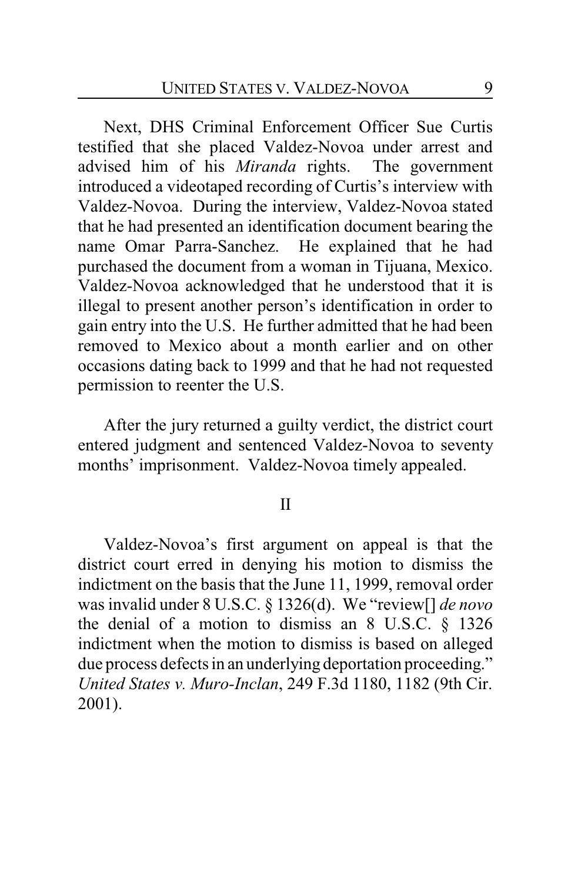Next, DHS Criminal Enforcement Officer Sue Curtis testified that she placed Valdez-Novoa under arrest and advised him of his *Miranda* rights. The government introduced a videotaped recording of Curtis's interview with Valdez-Novoa. During the interview, Valdez-Novoa stated that he had presented an identification document bearing the name Omar Parra-Sanchez. He explained that he had purchased the document from a woman in Tijuana, Mexico. Valdez-Novoa acknowledged that he understood that it is illegal to present another person's identification in order to gain entry into the U.S. He further admitted that he had been removed to Mexico about a month earlier and on other occasions dating back to 1999 and that he had not requested permission to reenter the U.S.

After the jury returned a guilty verdict, the district court entered judgment and sentenced Valdez-Novoa to seventy months' imprisonment. Valdez-Novoa timely appealed.

## II

Valdez-Novoa's first argument on appeal is that the district court erred in denying his motion to dismiss the indictment on the basis that the June 11, 1999, removal order was invalid under 8 U.S.C. § 1326(d). We "review[] *de novo* the denial of a motion to dismiss an 8 U.S.C. § 1326 indictment when the motion to dismiss is based on alleged due process defects in an underlying deportation proceeding." *United States v. Muro-Inclan*, 249 F.3d 1180, 1182 (9th Cir. 2001).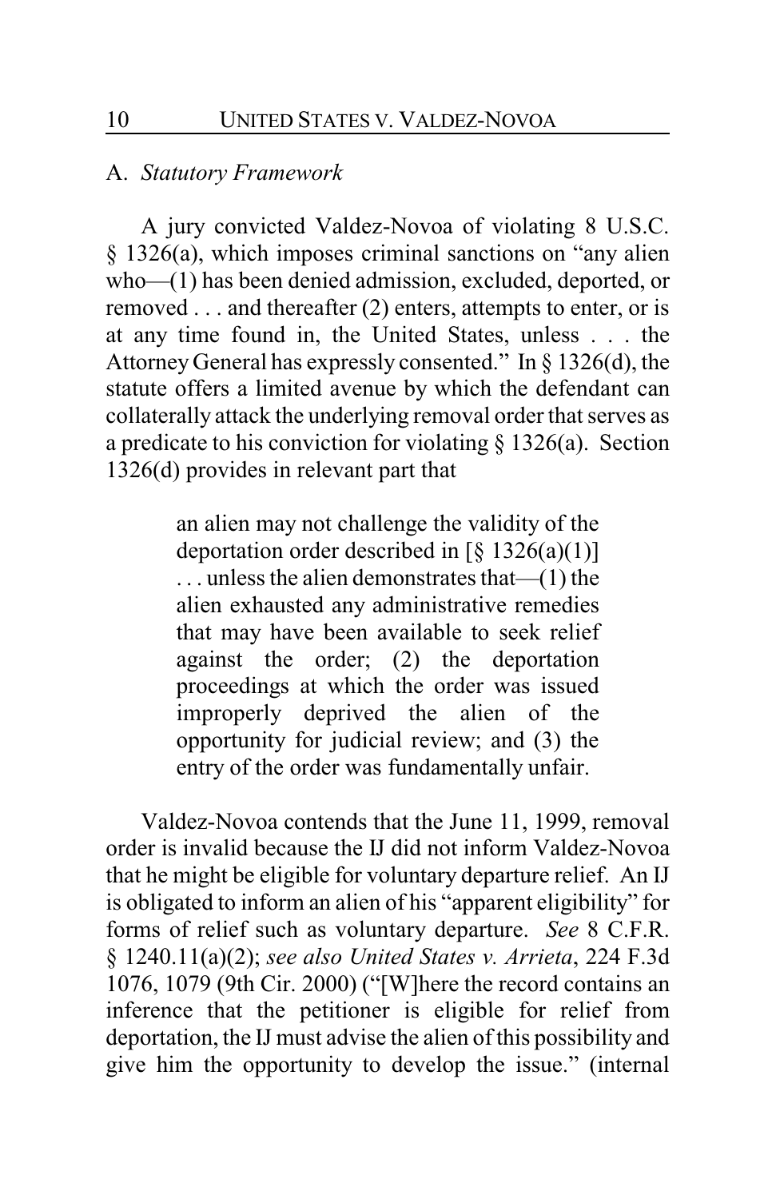### A. *Statutory Framework*

A jury convicted Valdez-Novoa of violating 8 U.S.C. § 1326(a), which imposes criminal sanctions on "any alien who—(1) has been denied admission, excluded, deported, or removed . . . and thereafter (2) enters, attempts to enter, or is at any time found in, the United States, unless . . . the Attorney General has expressly consented." In § 1326(d), the statute offers a limited avenue by which the defendant can collaterally attack the underlying removal order that serves as a predicate to his conviction for violating § 1326(a). Section 1326(d) provides in relevant part that

> an alien may not challenge the validity of the deportation order described in [§ 1326(a)(1)] . . . unless the alien demonstrates that—(1) the alien exhausted any administrative remedies that may have been available to seek relief against the order; (2) the deportation proceedings at which the order was issued improperly deprived the alien of the opportunity for judicial review; and (3) the entry of the order was fundamentally unfair.

Valdez-Novoa contends that the June 11, 1999, removal order is invalid because the IJ did not inform Valdez-Novoa that he might be eligible for voluntary departure relief. An IJ is obligated to inform an alien of his "apparent eligibility" for forms of relief such as voluntary departure. *See* 8 C.F.R. § 1240.11(a)(2); *see also United States v. Arrieta*, 224 F.3d 1076, 1079 (9th Cir. 2000) ("[W]here the record contains an inference that the petitioner is eligible for relief from deportation, the IJ must advise the alien of this possibility and give him the opportunity to develop the issue." (internal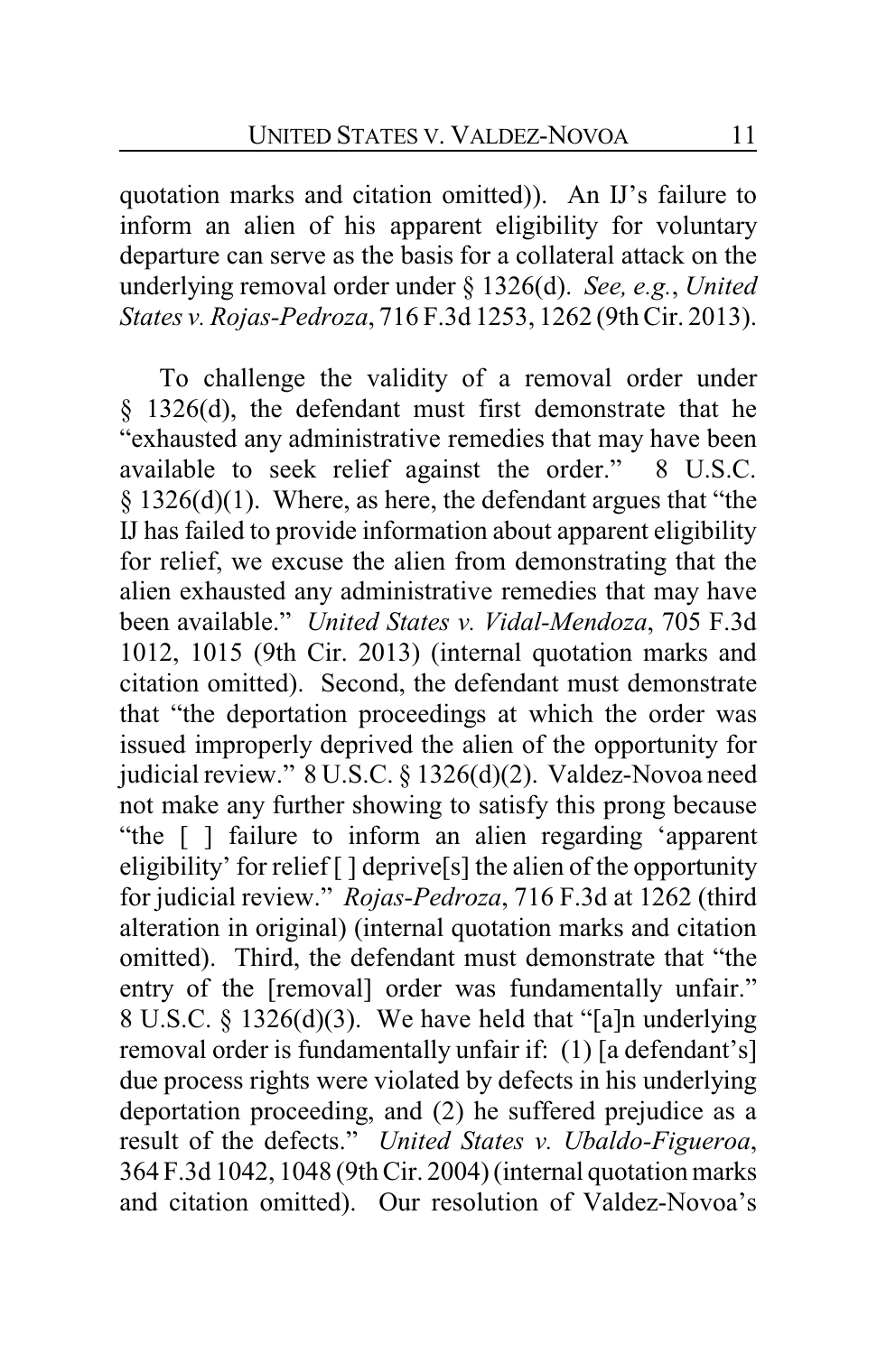quotation marks and citation omitted)). An IJ's failure to inform an alien of his apparent eligibility for voluntary departure can serve as the basis for a collateral attack on the underlying removal order under § 1326(d). *See, e.g.*, *United States v. Rojas-Pedroza*, 716 F.3d 1253, 1262 (9th Cir. 2013).

To challenge the validity of a removal order under § 1326(d), the defendant must first demonstrate that he "exhausted any administrative remedies that may have been available to seek relief against the order." 8 U.S.C. § 1326(d)(1). Where, as here, the defendant argues that "the IJ has failed to provide information about apparent eligibility for relief, we excuse the alien from demonstrating that the alien exhausted any administrative remedies that may have been available." *United States v. Vidal-Mendoza*, 705 F.3d 1012, 1015 (9th Cir. 2013) (internal quotation marks and citation omitted). Second, the defendant must demonstrate that "the deportation proceedings at which the order was issued improperly deprived the alien of the opportunity for judicial review." 8 U.S.C. § 1326(d)(2). Valdez-Novoa need not make any further showing to satisfy this prong because "the [ ] failure to inform an alien regarding 'apparent eligibility' for relief [ ] deprive[s] the alien of the opportunity for judicial review." *Rojas-Pedroza*, 716 F.3d at 1262 (third alteration in original) (internal quotation marks and citation omitted). Third, the defendant must demonstrate that "the entry of the [removal] order was fundamentally unfair." 8 U.S.C. § 1326(d)(3). We have held that "[a]n underlying removal order is fundamentally unfair if: (1) [a defendant's] due process rights were violated by defects in his underlying deportation proceeding, and (2) he suffered prejudice as a result of the defects." *United States v. Ubaldo-Figueroa*, 364 F.3d 1042, 1048 (9th Cir. 2004) (internal quotation marks and citation omitted). Our resolution of Valdez-Novoa's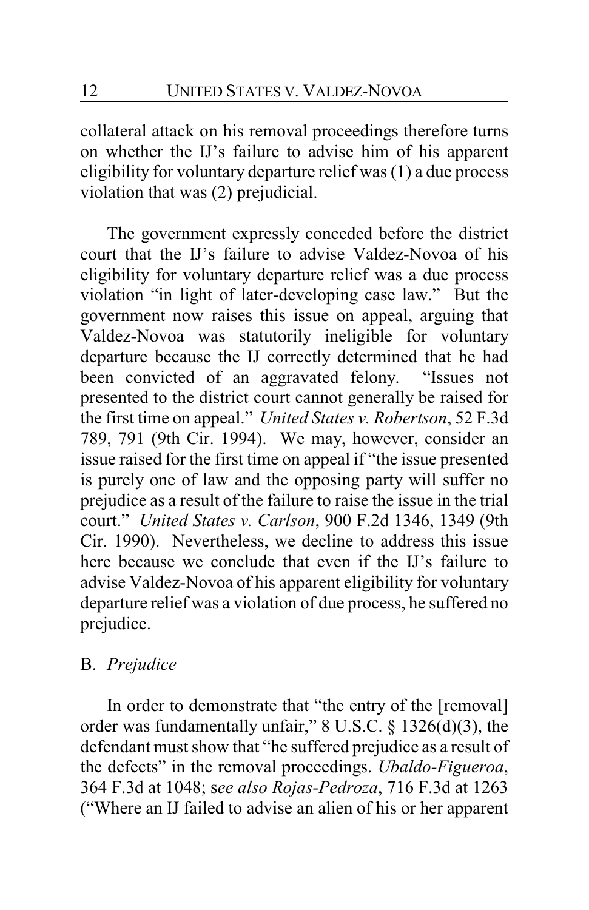collateral attack on his removal proceedings therefore turns on whether the IJ's failure to advise him of his apparent eligibility for voluntary departure relief was (1) a due process violation that was (2) prejudicial.

The government expressly conceded before the district court that the IJ's failure to advise Valdez-Novoa of his eligibility for voluntary departure relief was a due process violation "in light of later-developing case law." But the government now raises this issue on appeal, arguing that Valdez-Novoa was statutorily ineligible for voluntary departure because the IJ correctly determined that he had been convicted of an aggravated felony. "Issues not presented to the district court cannot generally be raised for the first time on appeal." *United States v. Robertson*, 52 F.3d 789, 791 (9th Cir. 1994). We may, however, consider an issue raised for the first time on appeal if "the issue presented is purely one of law and the opposing party will suffer no prejudice as a result of the failure to raise the issue in the trial court." *United States v. Carlson*, 900 F.2d 1346, 1349 (9th Cir. 1990). Nevertheless, we decline to address this issue here because we conclude that even if the IJ's failure to advise Valdez-Novoa of his apparent eligibility for voluntary departure relief was a violation of due process, he suffered no prejudice.

### B. *Prejudice*

In order to demonstrate that "the entry of the [removal] order was fundamentally unfair," 8 U.S.C. § 1326(d)(3), the defendant must show that "he suffered prejudice as a result of the defects" in the removal proceedings. *Ubaldo-Figueroa*, 364 F.3d at 1048; s*ee also Rojas-Pedroza*, 716 F.3d at 1263 ("Where an IJ failed to advise an alien of his or her apparent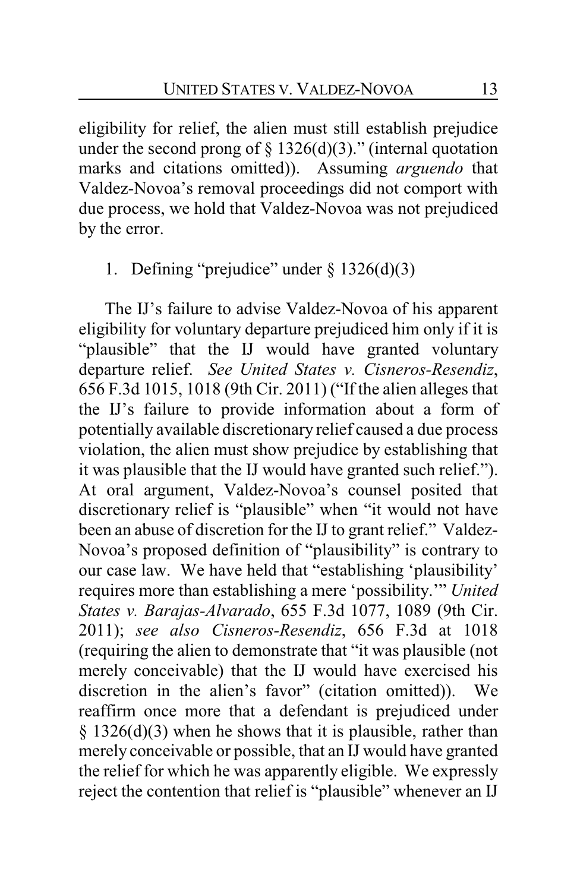eligibility for relief, the alien must still establish prejudice under the second prong of § 1326(d)(3)." (internal quotation marks and citations omitted)). Assuming *arguendo* that Valdez-Novoa's removal proceedings did not comport with due process, we hold that Valdez-Novoa was not prejudiced by the error.

1. Defining "prejudice" under § 1326(d)(3)

The IJ's failure to advise Valdez-Novoa of his apparent eligibility for voluntary departure prejudiced him only if it is "plausible" that the IJ would have granted voluntary departure relief. *See United States v. Cisneros-Resendiz*, 656 F.3d 1015, 1018 (9th Cir. 2011) ("If the alien alleges that the IJ's failure to provide information about a form of potentially available discretionary relief caused a due process violation, the alien must show prejudice by establishing that it was plausible that the IJ would have granted such relief."). At oral argument, Valdez-Novoa's counsel posited that discretionary relief is "plausible" when "it would not have been an abuse of discretion for the IJ to grant relief." Valdez-Novoa's proposed definition of "plausibility" is contrary to our case law. We have held that "establishing 'plausibility' requires more than establishing a mere 'possibility.'" *United States v. Barajas-Alvarado*, 655 F.3d 1077, 1089 (9th Cir. 2011); *see also Cisneros-Resendiz*, 656 F.3d at 1018 (requiring the alien to demonstrate that "it was plausible (not merely conceivable) that the IJ would have exercised his discretion in the alien's favor" (citation omitted)). We reaffirm once more that a defendant is prejudiced under § 1326(d)(3) when he shows that it is plausible, rather than merely conceivable or possible, that an IJ would have granted the relief for which he was apparently eligible. We expressly reject the contention that relief is "plausible" whenever an IJ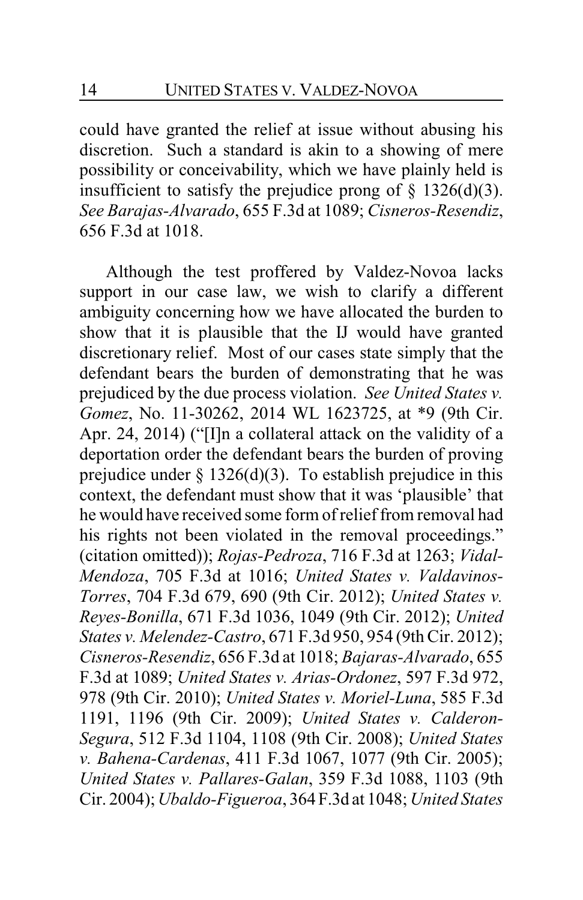could have granted the relief at issue without abusing his discretion. Such a standard is akin to a showing of mere possibility or conceivability, which we have plainly held is insufficient to satisfy the prejudice prong of § 1326(d)(3). *See Barajas-Alvarado*, 655 F.3d at 1089; *Cisneros-Resendiz*, 656 F.3d at 1018.

Although the test proffered by Valdez-Novoa lacks support in our case law, we wish to clarify a different ambiguity concerning how we have allocated the burden to show that it is plausible that the IJ would have granted discretionary relief. Most of our cases state simply that the defendant bears the burden of demonstrating that he was prejudiced by the due process violation. *See United States v. Gomez*, No. 11-30262, 2014 WL 1623725, at *9 (9th Cir. Apr. 24, 2014) ("[I]n a collateral attack on the validity of a deportation order the defendant bears the burden of proving prejudice under § 1326(d)(3). To establish prejudice in this context, the defendant must show that it was 'plausible' that he would have received some form of relief from removal had his rights not been violated in the removal proceedings." (citation omitted)); *Rojas-Pedroza*, 716 F.3d at 1263; *Vidal-Mendoza*, 705 F.3d at 1016; *United States v. Valdavinos-Torres*, 704 F.3d 679, 690 (9th Cir. 2012); *United States v. Reyes-Bonilla*, 671 F.3d 1036, 1049 (9th Cir. 2012); *United States v. Melendez-Castro*, 671 F.3d 950, 954 (9th Cir. 2012); *Cisneros-Resendiz*, 656 F.3d at 1018; *Bajaras-Alvarado*, 655 F.3d at 1089; *United States v. Arias-Ordonez*, 597 F.3d 972, 978 (9th Cir. 2010); *United States v. Moriel-Luna*, 585 F.3d 1191, 1196 (9th Cir. 2009); *United States v. Calderon-Segura*, 512 F.3d 1104, 1108 (9th Cir. 2008); *United States v. Bahena-Cardenas*, 411 F.3d 1067, 1077 (9th Cir. 2005); *United States v. Pallares-Galan*, 359 F.3d 1088, 1103 (9th Cir. 2004); *Ubaldo-Figueroa*, 364 F.3d at 1048; *United States*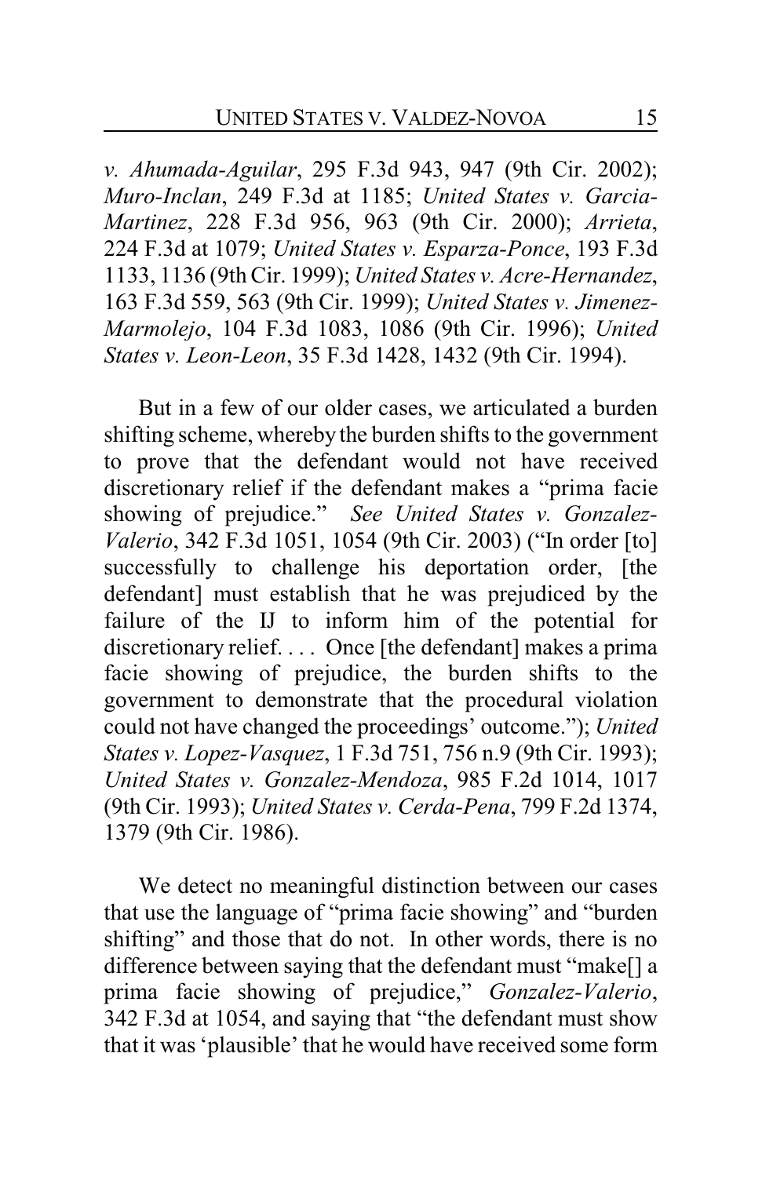*v. Ahumada-Aguilar*, 295 F.3d 943, 947 (9th Cir. 2002); *Muro-Inclan*, 249 F.3d at 1185; *United States v. Garcia-Martinez*, 228 F.3d 956, 963 (9th Cir. 2000); *Arrieta*, 224 F.3d at 1079; *United States v. Esparza-Ponce*, 193 F.3d 1133, 1136 (9th Cir. 1999); *United States v. Acre-Hernandez*, 163 F.3d 559, 563 (9th Cir. 1999); *United States v. Jimenez-Marmolejo*, 104 F.3d 1083, 1086 (9th Cir. 1996); *United States v. Leon-Leon*, 35 F.3d 1428, 1432 (9th Cir. 1994).

But in a few of our older cases, we articulated a burden shifting scheme, whereby the burden shifts to the government to prove that the defendant would not have received discretionary relief if the defendant makes a "prima facie showing of prejudice." *See United States v. Gonzalez-Valerio*, 342 F.3d 1051, 1054 (9th Cir. 2003) ("In order [to] successfully to challenge his deportation order, [the defendant] must establish that he was prejudiced by the failure of the IJ to inform him of the potential for discretionary relief. . . . Once [the defendant] makes a prima facie showing of prejudice, the burden shifts to the government to demonstrate that the procedural violation could not have changed the proceedings' outcome."); *United States v. Lopez-Vasquez*, 1 F.3d 751, 756 n.9 (9th Cir. 1993); *United States v. Gonzalez-Mendoza*, 985 F.2d 1014, 1017 (9th Cir. 1993); *United States v. Cerda-Pena*, 799 F.2d 1374, 1379 (9th Cir. 1986).

We detect no meaningful distinction between our cases that use the language of "prima facie showing" and "burden shifting" and those that do not. In other words, there is no difference between saying that the defendant must "make[] a prima facie showing of prejudice," *Gonzalez-Valerio*, 342 F.3d at 1054, and saying that "the defendant must show that it was 'plausible' that he would have received some form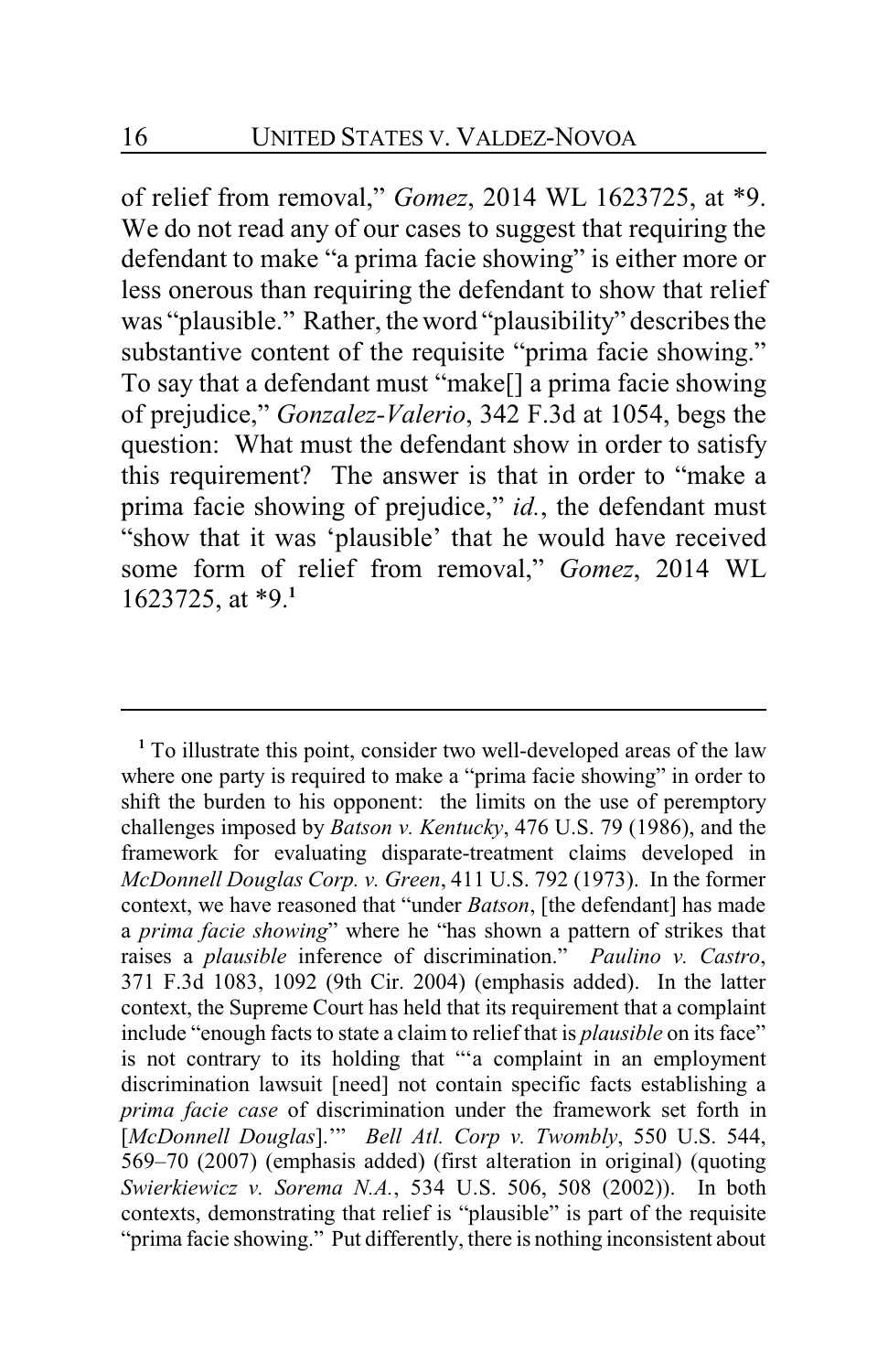of relief from removal," *Gomez*, 2014 WL 1623725, at *9. We do not read any of our cases to suggest that requiring the defendant to make "a prima facie showing" is either more or less onerous than requiring the defendant to show that relief was "plausible." Rather, the word "plausibility" describes the substantive content of the requisite "prima facie showing." To say that a defendant must "make[] a prima facie showing of prejudice," *Gonzalez-Valerio*, 342 F.3d at 1054, begs the question: What must the defendant show in order to satisfy this requirement? The answer is that in order to "make a prima facie showing of prejudice," *id.*, the defendant must "show that it was 'plausible' that he would have received some form of relief from removal," *Gomez*, 2014 WL 1623725, at *9.[1]

---

[1] To illustrate this point, consider two well-developed areas of the law where one party is required to make a "prima facie showing" in order to shift the burden to his opponent: the limits on the use of peremptory challenges imposed by *Batson v. Kentucky*, 476 U.S. 79 (1986), and the framework for evaluating disparate-treatment claims developed in *McDonnell Douglas Corp. v. Green*, 411 U.S. 792 (1973). In the former context, we have reasoned that "under *Batson*, [the defendant] has made a *prima facie showing*" where he "has shown a pattern of strikes that raises a *plausible* inference of discrimination." *Paulino v. Castro*, 371 F.3d 1083, 1092 (9th Cir. 2004) (emphasis added). In the latter context, the Supreme Court has held that its requirement that a complaint include "enough facts to state a claim to relief that is *plausible* on its face" is not contrary to its holding that "'a complaint in an employment discrimination lawsuit [need] not contain specific facts establishing a *prima facie case* of discrimination under the framework set forth in [*McDonnell Douglas*].'" *Bell Atl. Corp v. Twombly*, 550 U.S. 544, 569–70 (2007) (emphasis added) (first alteration in original) (quoting *Swierkiewicz v. Sorema N.A.*, 534 U.S. 506, 508 (2002)). In both contexts, demonstrating that relief is "plausible" is part of the requisite "prima facie showing." Put differently, there is nothing inconsistent about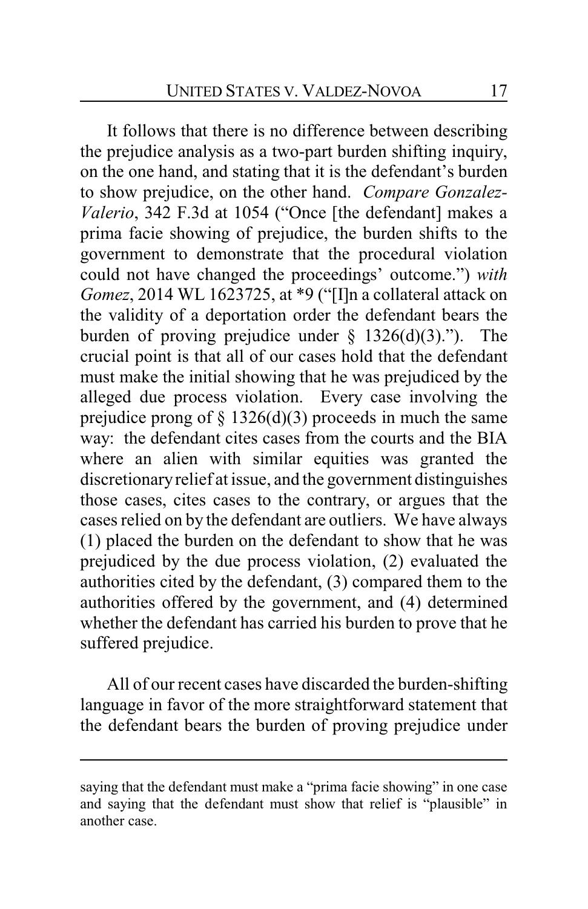It follows that there is no difference between describing the prejudice analysis as a two-part burden shifting inquiry, on the one hand, and stating that it is the defendant's burden to show prejudice, on the other hand. *Compare Gonzalez-Valerio*, 342 F.3d at 1054 ("Once [the defendant] makes a prima facie showing of prejudice, the burden shifts to the government to demonstrate that the procedural violation could not have changed the proceedings' outcome.") *with Gomez*, 2014 WL 1623725, at *9 ("[I]n a collateral attack on the validity of a deportation order the defendant bears the burden of proving prejudice under § 1326(d)(3)."). The crucial point is that all of our cases hold that the defendant must make the initial showing that he was prejudiced by the alleged due process violation. Every case involving the prejudice prong of § 1326(d)(3) proceeds in much the same way: the defendant cites cases from the courts and the BIA where an alien with similar equities was granted the discretionary relief at issue, and the government distinguishes those cases, cites cases to the contrary, or argues that the cases relied on by the defendant are outliers. We have always (1) placed the burden on the defendant to show that he was prejudiced by the due process violation, (2) evaluated the authorities cited by the defendant, (3) compared them to the authorities offered by the government, and (4) determined whether the defendant has carried his burden to prove that he suffered prejudice.

All of our recent cases have discarded the burden-shifting language in favor of the more straightforward statement that the defendant bears the burden of proving prejudice under

---

saying that the defendant must make a "prima facie showing" in one case and saying that the defendant must show that relief is "plausible" in another case.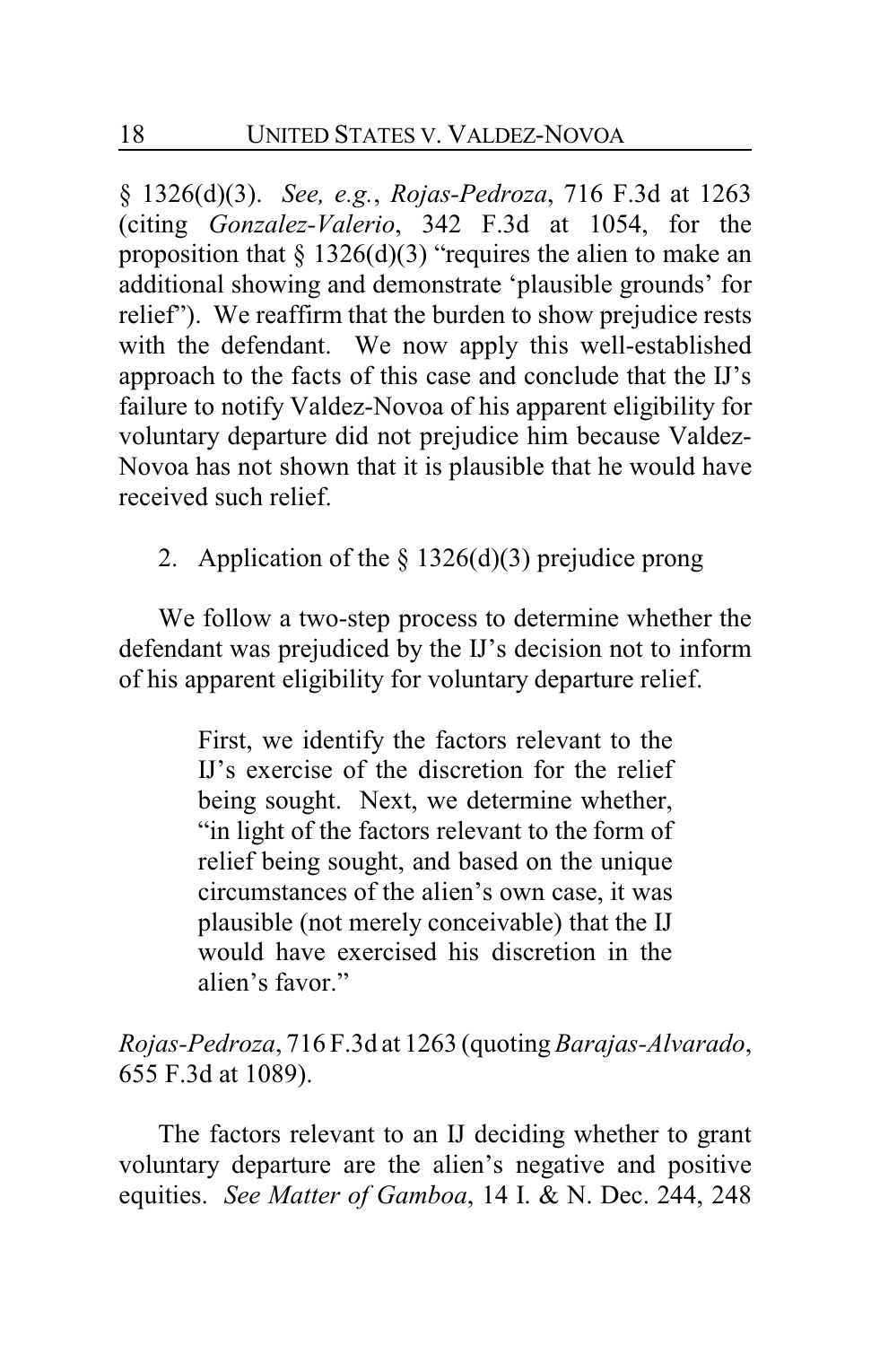§ 1326(d)(3). *See, e.g.*, *Rojas-Pedroza*, 716 F.3d at 1263 (citing *Gonzalez-Valerio*, 342 F.3d at 1054, for the proposition that § 1326(d)(3) "requires the alien to make an additional showing and demonstrate 'plausible grounds' for relief"). We reaffirm that the burden to show prejudice rests with the defendant. We now apply this well-established approach to the facts of this case and conclude that the IJ's failure to notify Valdez-Novoa of his apparent eligibility for voluntary departure did not prejudice him because Valdez-Novoa has not shown that it is plausible that he would have received such relief.

2. Application of the § 1326(d)(3) prejudice prong

We follow a two-step process to determine whether the defendant was prejudiced by the IJ's decision not to inform of his apparent eligibility for voluntary departure relief.

> First, we identify the factors relevant to the IJ's exercise of the discretion for the relief being sought. Next, we determine whether, "in light of the factors relevant to the form of relief being sought, and based on the unique circumstances of the alien's own case, it was plausible (not merely conceivable) that the IJ would have exercised his discretion in the alien's favor."

*Rojas-Pedroza*, 716 F.3d at 1263 (quoting *Barajas-Alvarado*, 655 F.3d at 1089).

The factors relevant to an IJ deciding whether to grant voluntary departure are the alien's negative and positive equities. *See Matter of Gamboa*, 14 I. & N. Dec. 244, 248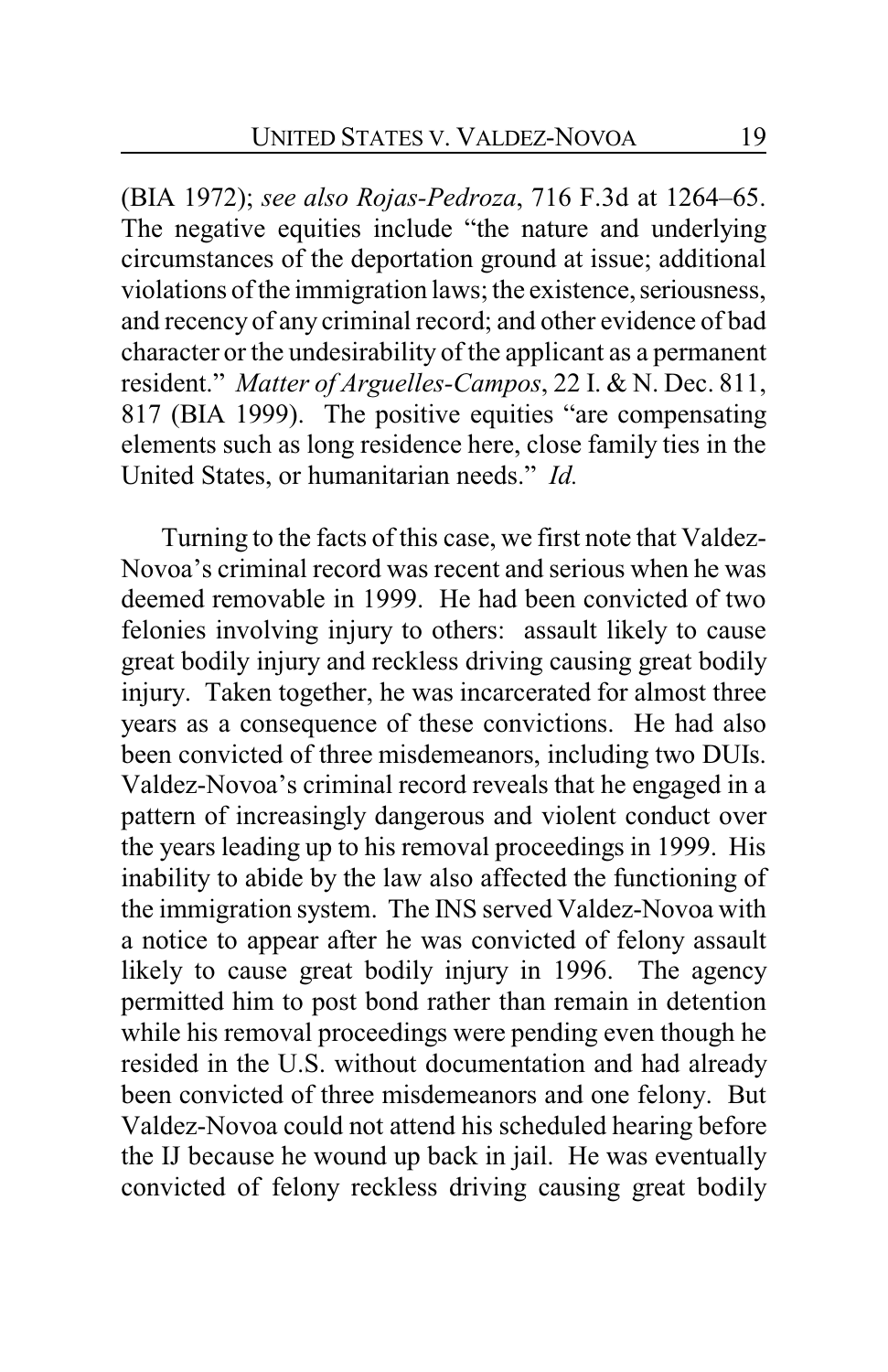(BIA 1972); *see also Rojas-Pedroza*, 716 F.3d at 1264–65. The negative equities include "the nature and underlying circumstances of the deportation ground at issue; additional violations of the immigration laws; the existence, seriousness, and recency of any criminal record; and other evidence of bad character or the undesirability of the applicant as a permanent resident." *Matter of Arguelles-Campos*, 22 I. & N. Dec. 811, 817 (BIA 1999). The positive equities "are compensating elements such as long residence here, close family ties in the United States, or humanitarian needs." *Id.*

Turning to the facts of this case, we first note that Valdez-Novoa's criminal record was recent and serious when he was deemed removable in 1999. He had been convicted of two felonies involving injury to others: assault likely to cause great bodily injury and reckless driving causing great bodily injury. Taken together, he was incarcerated for almost three years as a consequence of these convictions. He had also been convicted of three misdemeanors, including two DUIs. Valdez-Novoa's criminal record reveals that he engaged in a pattern of increasingly dangerous and violent conduct over the years leading up to his removal proceedings in 1999. His inability to abide by the law also affected the functioning of the immigration system. The INS served Valdez-Novoa with a notice to appear after he was convicted of felony assault likely to cause great bodily injury in 1996. The agency permitted him to post bond rather than remain in detention while his removal proceedings were pending even though he resided in the U.S. without documentation and had already been convicted of three misdemeanors and one felony. But Valdez-Novoa could not attend his scheduled hearing before the IJ because he wound up back in jail. He was eventually convicted of felony reckless driving causing great bodily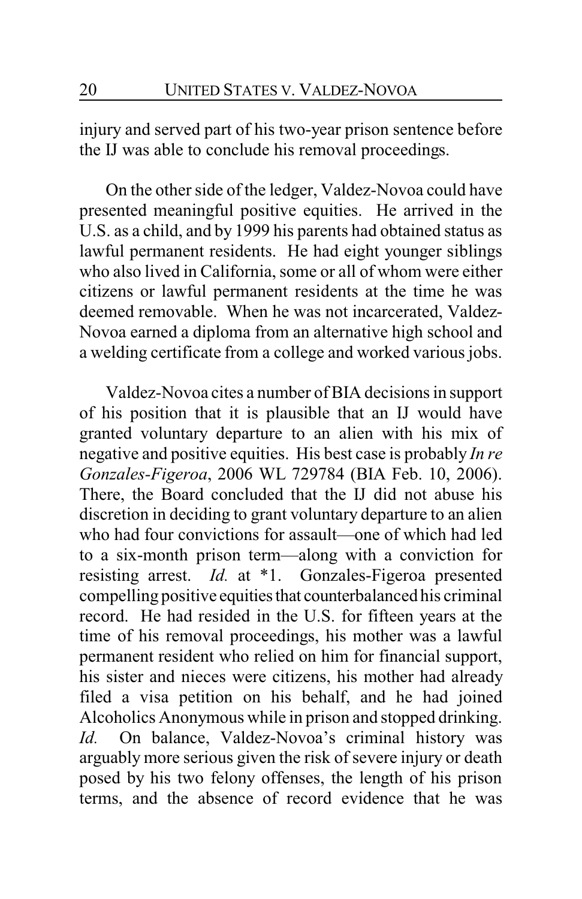injury and served part of his two-year prison sentence before the IJ was able to conclude his removal proceedings.

On the other side of the ledger, Valdez-Novoa could have presented meaningful positive equities. He arrived in the U.S. as a child, and by 1999 his parents had obtained status as lawful permanent residents. He had eight younger siblings who also lived in California, some or all of whom were either citizens or lawful permanent residents at the time he was deemed removable. When he was not incarcerated, Valdez-Novoa earned a diploma from an alternative high school and a welding certificate from a college and worked various jobs.

Valdez-Novoa cites a number of BIA decisions in support of his position that it is plausible that an IJ would have granted voluntary departure to an alien with his mix of negative and positive equities. His best case is probably *In re Gonzales-Figeroa*, 2006 WL 729784 (BIA Feb. 10, 2006). There, the Board concluded that the IJ did not abuse his discretion in deciding to grant voluntary departure to an alien who had four convictions for assault—one of which had led to a six-month prison term—along with a conviction for resisting arrest. *Id.* at *1. Gonzales-Figeroa presented compelling positive equities that counterbalanced his criminal record. He had resided in the U.S. for fifteen years at the time of his removal proceedings, his mother was a lawful permanent resident who relied on him for financial support, his sister and nieces were citizens, his mother had already filed a visa petition on his behalf, and he had joined Alcoholics Anonymous while in prison and stopped drinking. *Id.* On balance, Valdez-Novoa's criminal history was arguably more serious given the risk of severe injury or death posed by his two felony offenses, the length of his prison terms, and the absence of record evidence that he was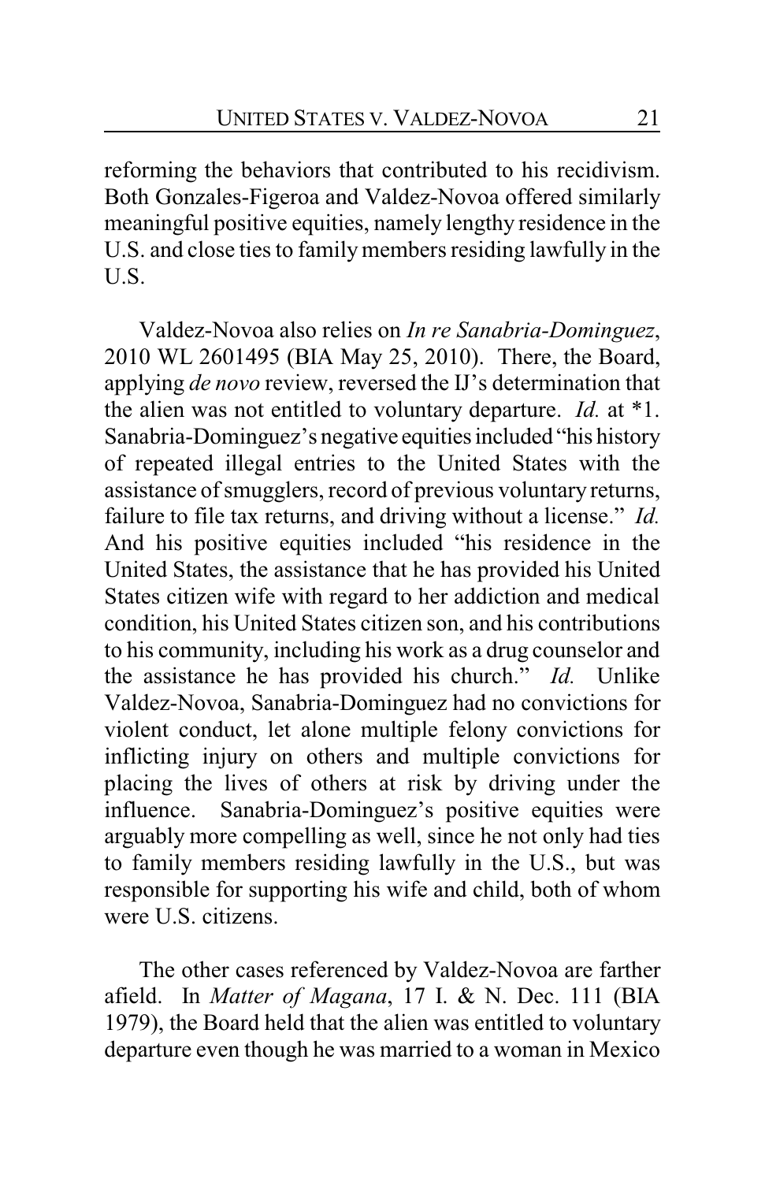reforming the behaviors that contributed to his recidivism. Both Gonzales-Figeroa and Valdez-Novoa offered similarly meaningful positive equities, namely lengthy residence in the U.S. and close ties to family members residing lawfully in the U.S.

Valdez-Novoa also relies on *In re Sanabria-Dominguez*, 2010 WL 2601495 (BIA May 25, 2010). There, the Board, applying *de novo* review, reversed the IJ's determination that the alien was not entitled to voluntary departure. *Id.* at *1. Sanabria-Dominguez's negative equities included "his history of repeated illegal entries to the United States with the assistance of smugglers, record of previous voluntary returns, failure to file tax returns, and driving without a license." *Id.* And his positive equities included "his residence in the United States, the assistance that he has provided his United States citizen wife with regard to her addiction and medical condition, his United States citizen son, and his contributions to his community, including his work as a drug counselor and the assistance he has provided his church." *Id.* Unlike Valdez-Novoa, Sanabria-Dominguez had no convictions for violent conduct, let alone multiple felony convictions for inflicting injury on others and multiple convictions for placing the lives of others at risk by driving under the influence. Sanabria-Dominguez's positive equities were arguably more compelling as well, since he not only had ties to family members residing lawfully in the U.S., but was responsible for supporting his wife and child, both of whom were U.S. citizens.

The other cases referenced by Valdez-Novoa are farther afield. In *Matter of Magana*, 17 I. & N. Dec. 111 (BIA 1979), the Board held that the alien was entitled to voluntary departure even though he was married to a woman in Mexico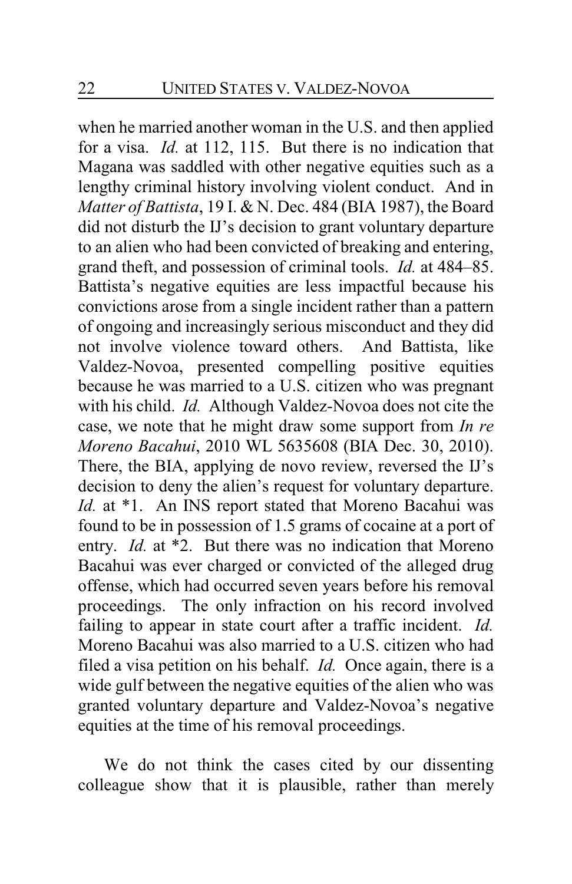when he married another woman in the U.S. and then applied for a visa. *Id.* at 112, 115. But there is no indication that Magana was saddled with other negative equities such as a lengthy criminal history involving violent conduct. And in *Matter of Battista*, 19 I. & N. Dec. 484 (BIA 1987), the Board did not disturb the IJ's decision to grant voluntary departure to an alien who had been convicted of breaking and entering, grand theft, and possession of criminal tools. *Id.* at 484–85. Battista's negative equities are less impactful because his convictions arose from a single incident rather than a pattern of ongoing and increasingly serious misconduct and they did not involve violence toward others. And Battista, like Valdez-Novoa, presented compelling positive equities because he was married to a U.S. citizen who was pregnant with his child. *Id.* Although Valdez-Novoa does not cite the case, we note that he might draw some support from *In re Moreno Bacahui*, 2010 WL 5635608 (BIA Dec. 30, 2010). There, the BIA, applying de novo review, reversed the IJ's decision to deny the alien's request for voluntary departure. *Id.* at *1. An INS report stated that Moreno Bacahui was found to be in possession of 1.5 grams of cocaine at a port of entry. *Id.* at *2. But there was no indication that Moreno Bacahui was ever charged or convicted of the alleged drug offense, which had occurred seven years before his removal proceedings. The only infraction on his record involved failing to appear in state court after a traffic incident. *Id.* Moreno Bacahui was also married to a U.S. citizen who had filed a visa petition on his behalf. *Id.* Once again, there is a wide gulf between the negative equities of the alien who was granted voluntary departure and Valdez-Novoa's negative equities at the time of his removal proceedings.

We do not think the cases cited by our dissenting colleague show that it is plausible, rather than merely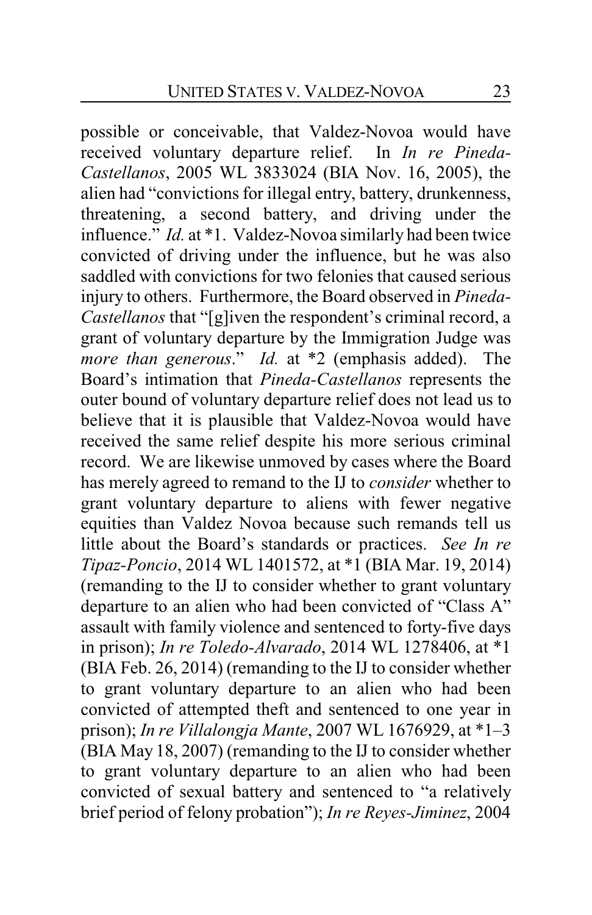possible or conceivable, that Valdez-Novoa would have received voluntary departure relief. In *In re Pineda-Castellanos*, 2005 WL 3833024 (BIA Nov. 16, 2005), the alien had "convictions for illegal entry, battery, drunkenness, threatening, a second battery, and driving under the influence." *Id.* at *1. Valdez-Novoa similarly had been twice convicted of driving under the influence, but he was also saddled with convictions for two felonies that caused serious injury to others. Furthermore, the Board observed in *Pineda-Castellanos* that "[g]iven the respondent's criminal record, a grant of voluntary departure by the Immigration Judge was *more than generous*." *Id.* at *2 (emphasis added). The Board's intimation that *Pineda-Castellanos* represents the outer bound of voluntary departure relief does not lead us to believe that it is plausible that Valdez-Novoa would have received the same relief despite his more serious criminal record. We are likewise unmoved by cases where the Board has merely agreed to remand to the IJ to *consider* whether to grant voluntary departure to aliens with fewer negative equities than Valdez Novoa because such remands tell us little about the Board's standards or practices. *See In re Tipaz-Poncio*, 2014 WL 1401572, at *1 (BIA Mar. 19, 2014) (remanding to the IJ to consider whether to grant voluntary departure to an alien who had been convicted of "Class A" assault with family violence and sentenced to forty-five days in prison); *In re Toledo-Alvarado*, 2014 WL 1278406, at *1 (BIA Feb. 26, 2014) (remanding to the IJ to consider whether to grant voluntary departure to an alien who had been convicted of attempted theft and sentenced to one year in prison); *In re Villalongja Mante*, 2007 WL 1676929, at *1–3 (BIA May 18, 2007) (remanding to the IJ to consider whether to grant voluntary departure to an alien who had been convicted of sexual battery and sentenced to "a relatively brief period of felony probation"); *In re Reyes-Jiminez*, 2004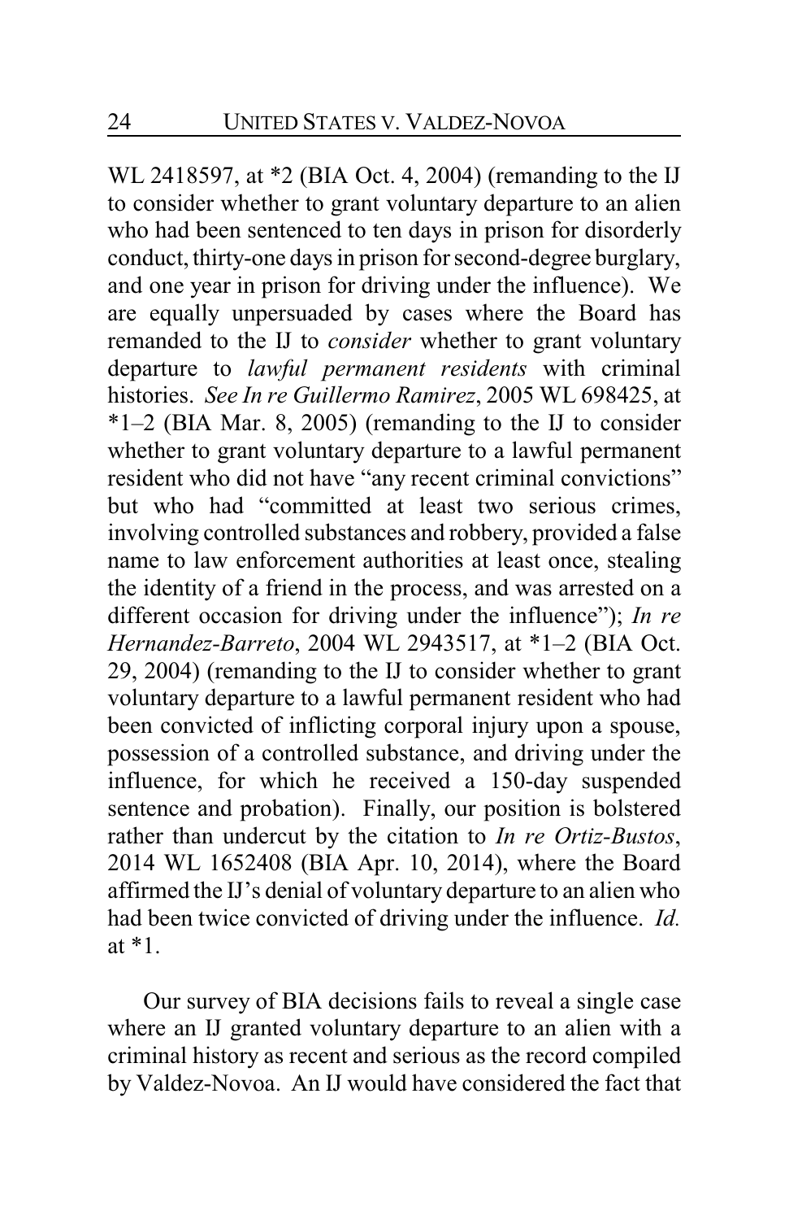WL 2418597, at *2 (BIA Oct. 4, 2004) (remanding to the IJ to consider whether to grant voluntary departure to an alien who had been sentenced to ten days in prison for disorderly conduct, thirty-one days in prison for second-degree burglary, and one year in prison for driving under the influence). We are equally unpersuaded by cases where the Board has remanded to the IJ to *consider* whether to grant voluntary departure to *lawful permanent residents* with criminal histories. *See In re Guillermo Ramirez*, 2005 WL 698425, at *1–2 (BIA Mar. 8, 2005) (remanding to the IJ to consider whether to grant voluntary departure to a lawful permanent resident who did not have "any recent criminal convictions" but who had "committed at least two serious crimes, involving controlled substances and robbery, provided a false name to law enforcement authorities at least once, stealing the identity of a friend in the process, and was arrested on a different occasion for driving under the influence"); *In re Hernandez-Barreto*, 2004 WL 2943517, at *1–2 (BIA Oct. 29, 2004) (remanding to the IJ to consider whether to grant voluntary departure to a lawful permanent resident who had been convicted of inflicting corporal injury upon a spouse, possession of a controlled substance, and driving under the influence, for which he received a 150-day suspended sentence and probation). Finally, our position is bolstered rather than undercut by the citation to *In re Ortiz-Bustos*, 2014 WL 1652408 (BIA Apr. 10, 2014), where the Board affirmed the IJ's denial of voluntary departure to an alien who had been twice convicted of driving under the influence. *Id.* at *1.

Our survey of BIA decisions fails to reveal a single case where an IJ granted voluntary departure to an alien with a criminal history as recent and serious as the record compiled by Valdez-Novoa. An IJ would have considered the fact that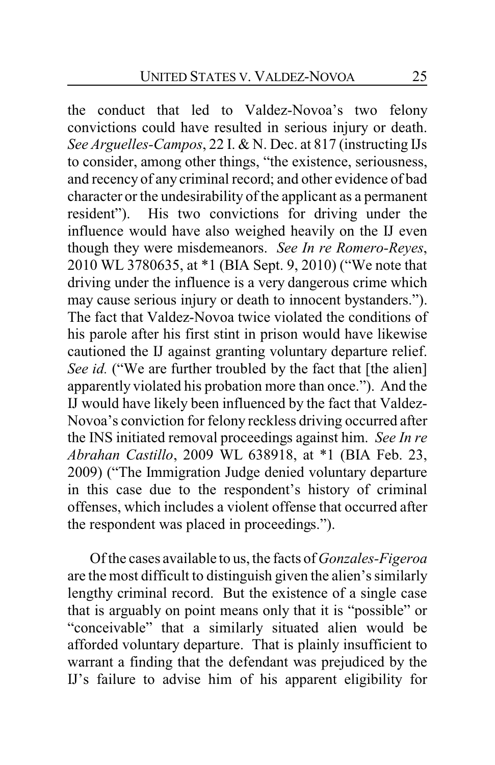the conduct that led to Valdez-Novoa's two felony convictions could have resulted in serious injury or death. *See Arguelles-Campos*, 22 I. & N. Dec. at 817 (instructing IJs to consider, among other things, "the existence, seriousness, and recency of any criminal record; and other evidence of bad character or the undesirability of the applicant as a permanent resident"). His two convictions for driving under the influence would have also weighed heavily on the IJ even though they were misdemeanors. *See In re Romero-Reyes*, 2010 WL 3780635, at *1 (BIA Sept. 9, 2010) ("We note that driving under the influence is a very dangerous crime which may cause serious injury or death to innocent bystanders."). The fact that Valdez-Novoa twice violated the conditions of his parole after his first stint in prison would have likewise cautioned the IJ against granting voluntary departure relief. *See id.* ("We are further troubled by the fact that [the alien] apparently violated his probation more than once."). And the IJ would have likely been influenced by the fact that Valdez-Novoa's conviction for felony reckless driving occurred after the INS initiated removal proceedings against him. *See In re Abrahan Castillo*, 2009 WL 638918, at *1 (BIA Feb. 23, 2009) ("The Immigration Judge denied voluntary departure in this case due to the respondent's history of criminal offenses, which includes a violent offense that occurred after the respondent was placed in proceedings.").

Of the cases available to us, the facts of *Gonzales-Figeroa* are the most difficult to distinguish given the alien's similarly lengthy criminal record. But the existence of a single case that is arguably on point means only that it is "possible" or "conceivable" that a similarly situated alien would be afforded voluntary departure. That is plainly insufficient to warrant a finding that the defendant was prejudiced by the IJ's failure to advise him of his apparent eligibility for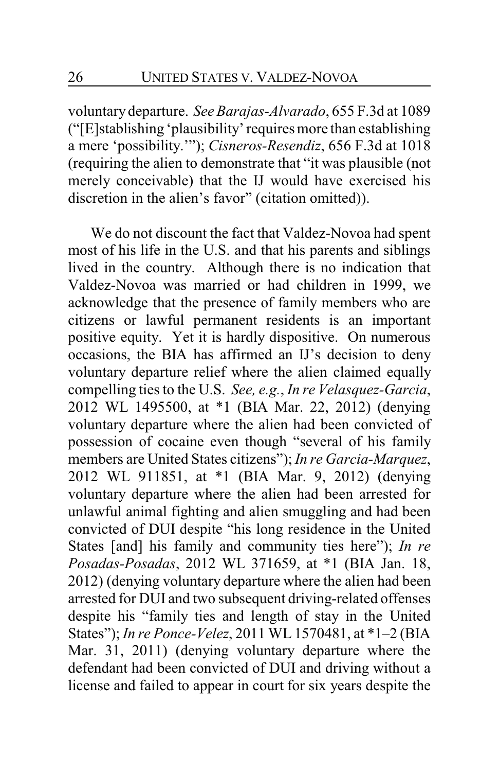voluntary departure. *See Barajas-Alvarado*, 655 F.3d at 1089 ("[E]stablishing 'plausibility' requires more than establishing a mere 'possibility.'"); *Cisneros-Resendiz*, 656 F.3d at 1018 (requiring the alien to demonstrate that "it was plausible (not merely conceivable) that the IJ would have exercised his discretion in the alien's favor" (citation omitted)).

We do not discount the fact that Valdez-Novoa had spent most of his life in the U.S. and that his parents and siblings lived in the country. Although there is no indication that Valdez-Novoa was married or had children in 1999, we acknowledge that the presence of family members who are citizens or lawful permanent residents is an important positive equity. Yet it is hardly dispositive. On numerous occasions, the BIA has affirmed an IJ's decision to deny voluntary departure relief where the alien claimed equally compelling ties to the U.S. *See, e.g.*, *In re Velasquez-Garcia*, 2012 WL 1495500, at *1 (BIA Mar. 22, 2012) (denying voluntary departure where the alien had been convicted of possession of cocaine even though "several of his family members are United States citizens"); *In re Garcia-Marquez*, 2012 WL 911851, at *1 (BIA Mar. 9, 2012) (denying voluntary departure where the alien had been arrested for unlawful animal fighting and alien smuggling and had been convicted of DUI despite "his long residence in the United States [and] his family and community ties here"); *In re Posadas-Posadas*, 2012 WL 371659, at *1 (BIA Jan. 18, 2012) (denying voluntary departure where the alien had been arrested for DUI and two subsequent driving-related offenses despite his "family ties and length of stay in the United States"); *In re Ponce-Velez*, 2011 WL 1570481, at *1–2 (BIA Mar. 31, 2011) (denying voluntary departure where the defendant had been convicted of DUI and driving without a license and failed to appear in court for six years despite the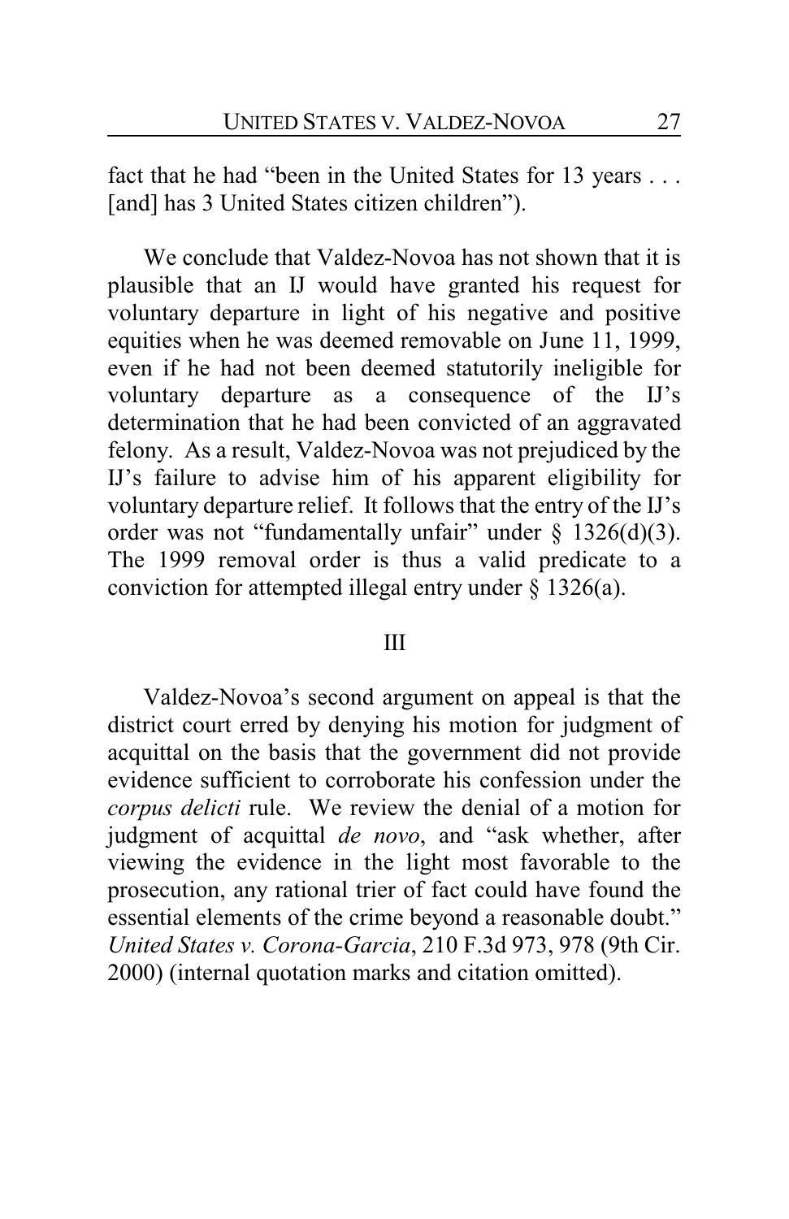fact that he had "been in the United States for 13 years . . . [and] has 3 United States citizen children").

We conclude that Valdez-Novoa has not shown that it is plausible that an IJ would have granted his request for voluntary departure in light of his negative and positive equities when he was deemed removable on June 11, 1999, even if he had not been deemed statutorily ineligible for voluntary departure as a consequence of the IJ's determination that he had been convicted of an aggravated felony. As a result, Valdez-Novoa was not prejudiced by the IJ's failure to advise him of his apparent eligibility for voluntary departure relief. It follows that the entry of the IJ's order was not "fundamentally unfair" under § 1326(d)(3). The 1999 removal order is thus a valid predicate to a conviction for attempted illegal entry under § 1326(a).

## III

Valdez-Novoa's second argument on appeal is that the district court erred by denying his motion for judgment of acquittal on the basis that the government did not provide evidence sufficient to corroborate his confession under the *corpus delicti* rule. We review the denial of a motion for judgment of acquittal *de novo*, and "ask whether, after viewing the evidence in the light most favorable to the prosecution, any rational trier of fact could have found the essential elements of the crime beyond a reasonable doubt." *United States v. Corona-Garcia*, 210 F.3d 973, 978 (9th Cir. 2000) (internal quotation marks and citation omitted).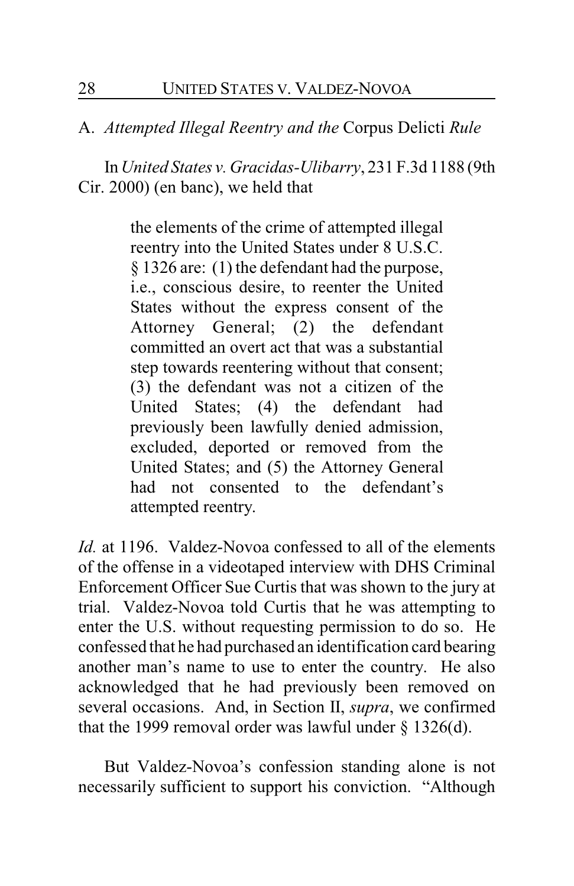### A. *Attempted Illegal Reentry and the* Corpus Delicti *Rule*

In *United States v. Gracidas-Ulibarry*, 231 F.3d 1188 (9th Cir. 2000) (en banc), we held that

> the elements of the crime of attempted illegal reentry into the United States under 8 U.S.C. § 1326 are: (1) the defendant had the purpose, i.e., conscious desire, to reenter the United States without the express consent of the Attorney General; (2) the defendant committed an overt act that was a substantial step towards reentering without that consent; (3) the defendant was not a citizen of the United States; (4) the defendant had previously been lawfully denied admission, excluded, deported or removed from the United States; and (5) the Attorney General had not consented to the defendant's attempted reentry.

*Id.* at 1196. Valdez-Novoa confessed to all of the elements of the offense in a videotaped interview with DHS Criminal Enforcement Officer Sue Curtis that was shown to the jury at trial. Valdez-Novoa told Curtis that he was attempting to enter the U.S. without requesting permission to do so. He confessed that he had purchased an identification card bearing another man's name to use to enter the country. He also acknowledged that he had previously been removed on several occasions. And, in Section II, *supra*, we confirmed that the 1999 removal order was lawful under § 1326(d).

But Valdez-Novoa's confession standing alone is not necessarily sufficient to support his conviction. "Although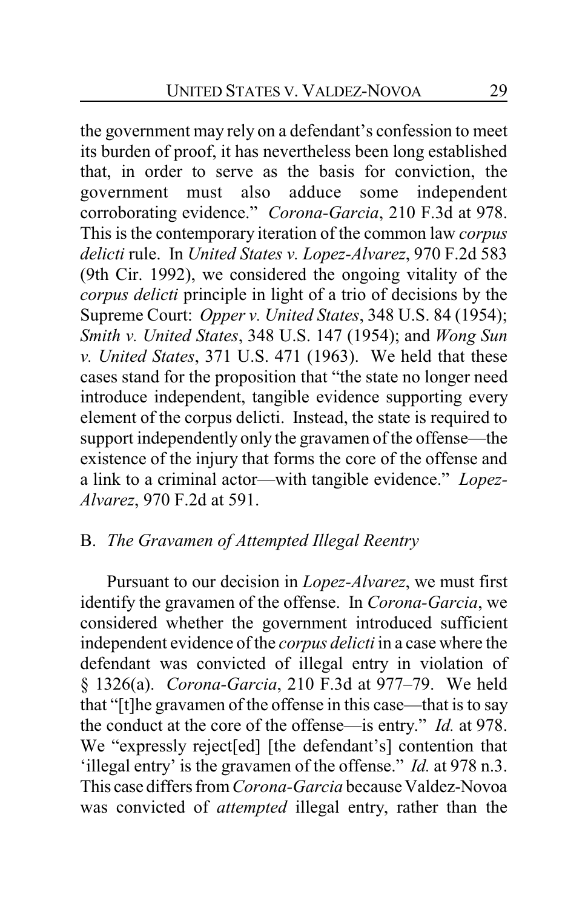the government may rely on a defendant's confession to meet its burden of proof, it has nevertheless been long established that, in order to serve as the basis for conviction, the government must also adduce some independent corroborating evidence." *Corona-Garcia*, 210 F.3d at 978. This is the contemporary iteration of the common law *corpus delicti* rule. In *United States v. Lopez-Alvarez*, 970 F.2d 583 (9th Cir. 1992), we considered the ongoing vitality of the *corpus delicti* principle in light of a trio of decisions by the Supreme Court: *Opper v. United States*, 348 U.S. 84 (1954); *Smith v. United States*, 348 U.S. 147 (1954); and *Wong Sun v. United States*, 371 U.S. 471 (1963). We held that these cases stand for the proposition that "the state no longer need introduce independent, tangible evidence supporting every element of the corpus delicti. Instead, the state is required to support independently only the gravamen of the offense—the existence of the injury that forms the core of the offense and a link to a criminal actor—with tangible evidence." *Lopez-Alvarez*, 970 F.2d at 591.

### B. *The Gravamen of Attempted Illegal Reentry*

Pursuant to our decision in *Lopez-Alvarez*, we must first identify the gravamen of the offense. In *Corona-Garcia*, we considered whether the government introduced sufficient independent evidence of the *corpus delicti* in a case where the defendant was convicted of illegal entry in violation of § 1326(a). *Corona-Garcia*, 210 F.3d at 977–79. We held that "[t]he gravamen of the offense in this case—that is to say the conduct at the core of the offense—is entry." *Id.* at 978. We "expressly reject[ed] [the defendant's] contention that 'illegal entry' is the gravamen of the offense." *Id.* at 978 n.3. This case differs from *Corona-Garcia* because Valdez-Novoa was convicted of *attempted* illegal entry, rather than the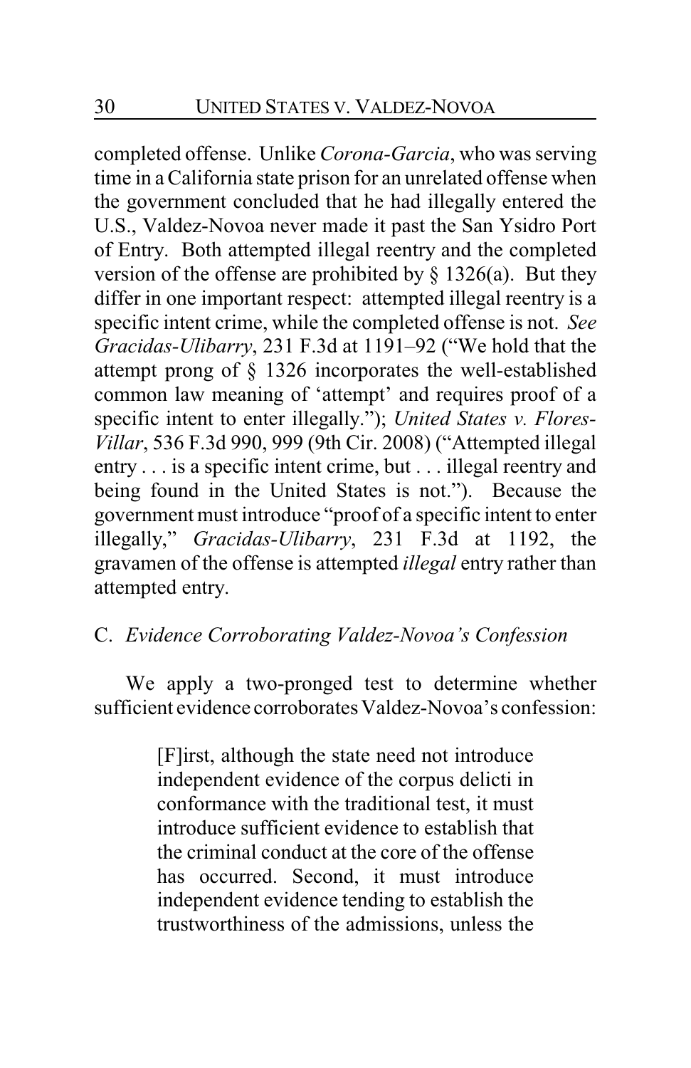completed offense. Unlike *Corona-Garcia*, who was serving time in a California state prison for an unrelated offense when the government concluded that he had illegally entered the U.S., Valdez-Novoa never made it past the San Ysidro Port of Entry. Both attempted illegal reentry and the completed version of the offense are prohibited by § 1326(a). But they differ in one important respect: attempted illegal reentry is a specific intent crime, while the completed offense is not. *See Gracidas-Ulibarry*, 231 F.3d at 1191–92 ("We hold that the attempt prong of § 1326 incorporates the well-established common law meaning of 'attempt' and requires proof of a specific intent to enter illegally."); *United States v. Flores-Villar*, 536 F.3d 990, 999 (9th Cir. 2008) ("Attempted illegal entry . . . is a specific intent crime, but . . . illegal reentry and being found in the United States is not."). Because the government must introduce "proof of a specific intent to enter illegally," *Gracidas-Ulibarry*, 231 F.3d at 1192, the gravamen of the offense is attempted *illegal* entry rather than attempted entry.

### C. *Evidence Corroborating Valdez-Novoa's Confession*

We apply a two-pronged test to determine whether sufficient evidence corroborates Valdez-Novoa's confession:

> [F]irst, although the state need not introduce independent evidence of the corpus delicti in conformance with the traditional test, it must introduce sufficient evidence to establish that the criminal conduct at the core of the offense has occurred. Second, it must introduce independent evidence tending to establish the trustworthiness of the admissions, unless the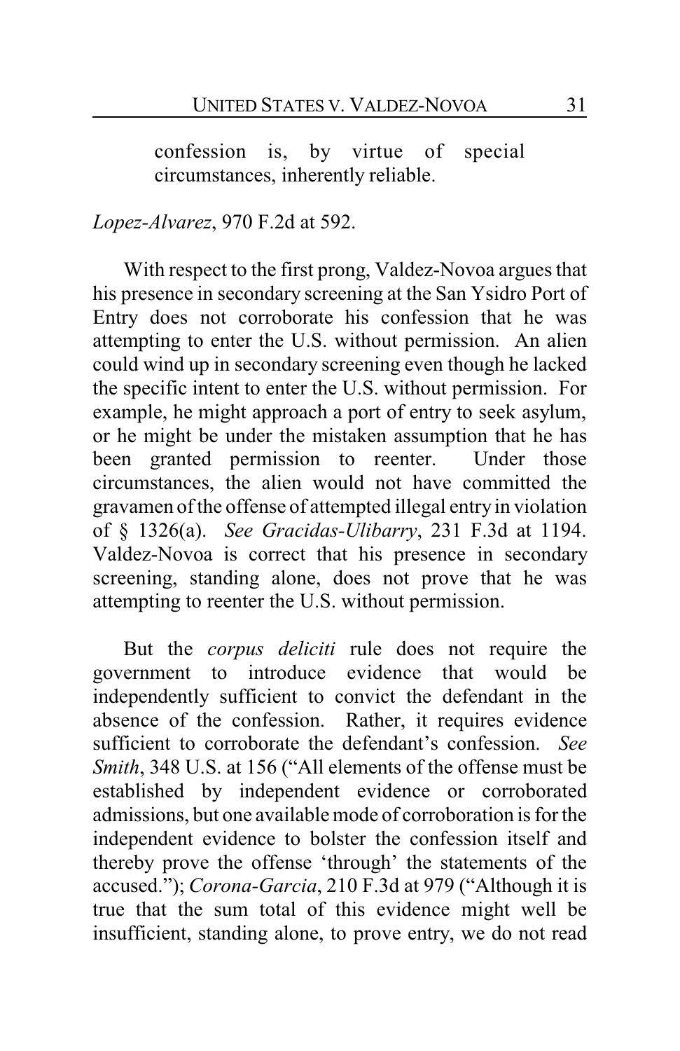> confession is, by virtue of special circumstances, inherently reliable.

*Lopez-Alvarez*, 970 F.2d at 592.

With respect to the first prong, Valdez-Novoa argues that his presence in secondary screening at the San Ysidro Port of Entry does not corroborate his confession that he was attempting to enter the U.S. without permission. An alien could wind up in secondary screening even though he lacked the specific intent to enter the U.S. without permission. For example, he might approach a port of entry to seek asylum, or he might be under the mistaken assumption that he has been granted permission to reenter. Under those circumstances, the alien would not have committed the gravamen of the offense of attempted illegal entry in violation of § 1326(a). *See Gracidas-Ulibarry*, 231 F.3d at 1194. Valdez-Novoa is correct that his presence in secondary screening, standing alone, does not prove that he was attempting to reenter the U.S. without permission.

But the *corpus deliciti* rule does not require the government to introduce evidence that would be independently sufficient to convict the defendant in the absence of the confession. Rather, it requires evidence sufficient to corroborate the defendant's confession. *See Smith*, 348 U.S. at 156 ("All elements of the offense must be established by independent evidence or corroborated admissions, but one available mode of corroboration is for the independent evidence to bolster the confession itself and thereby prove the offense 'through' the statements of the accused."); *Corona-Garcia*, 210 F.3d at 979 ("Although it is true that the sum total of this evidence might well be insufficient, standing alone, to prove entry, we do not read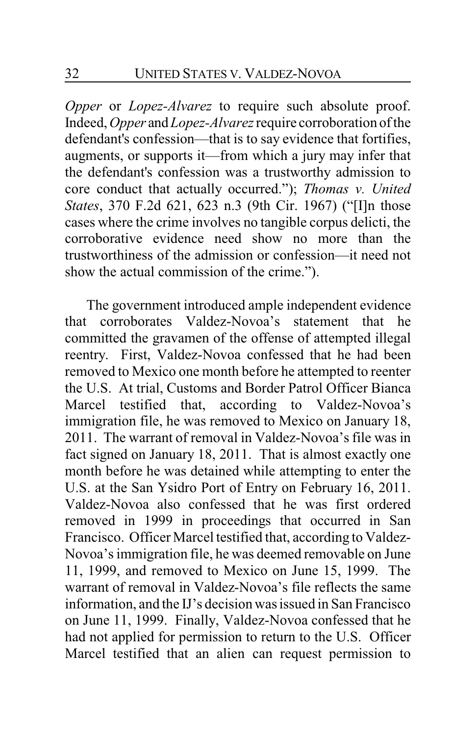*Opper* or *Lopez-Alvarez* to require such absolute proof. Indeed, *Opper* and *Lopez-Alvarez* require corroboration of the defendant's confession—that is to say evidence that fortifies, augments, or supports it—from which a jury may infer that the defendant's confession was a trustworthy admission to core conduct that actually occurred."); *Thomas v. United States*, 370 F.2d 621, 623 n.3 (9th Cir. 1967) ("[I]n those cases where the crime involves no tangible corpus delicti, the corroborative evidence need show no more than the trustworthiness of the admission or confession—it need not show the actual commission of the crime.").

The government introduced ample independent evidence that corroborates Valdez-Novoa's statement that he committed the gravamen of the offense of attempted illegal reentry. First, Valdez-Novoa confessed that he had been removed to Mexico one month before he attempted to reenter the U.S. At trial, Customs and Border Patrol Officer Bianca Marcel testified that, according to Valdez-Novoa's immigration file, he was removed to Mexico on January 18, 2011. The warrant of removal in Valdez-Novoa's file was in fact signed on January 18, 2011. That is almost exactly one month before he was detained while attempting to enter the U.S. at the San Ysidro Port of Entry on February 16, 2011. Valdez-Novoa also confessed that he was first ordered removed in 1999 in proceedings that occurred in San Francisco. Officer Marcel testified that, according to Valdez-Novoa's immigration file, he was deemed removable on June 11, 1999, and removed to Mexico on June 15, 1999. The warrant of removal in Valdez-Novoa's file reflects the same information, and the IJ's decision was issued in San Francisco on June 11, 1999. Finally, Valdez-Novoa confessed that he had not applied for permission to return to the U.S. Officer Marcel testified that an alien can request permission to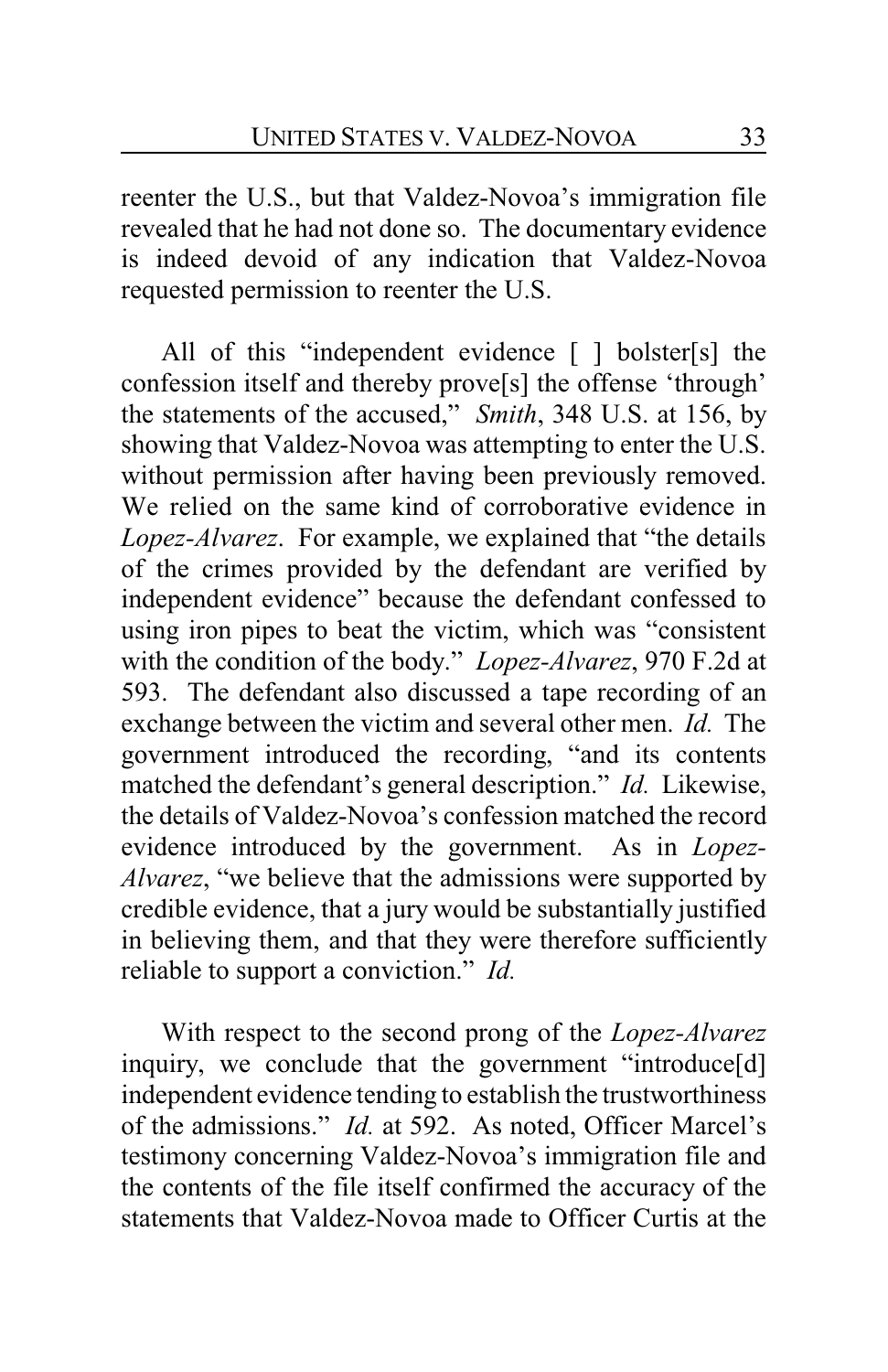reenter the U.S., but that Valdez-Novoa's immigration file revealed that he had not done so. The documentary evidence is indeed devoid of any indication that Valdez-Novoa requested permission to reenter the U.S.

All of this "independent evidence [ ] bolster[s] the confession itself and thereby prove[s] the offense 'through' the statements of the accused," *Smith*, 348 U.S. at 156, by showing that Valdez-Novoa was attempting to enter the U.S. without permission after having been previously removed. We relied on the same kind of corroborative evidence in *Lopez-Alvarez*. For example, we explained that "the details of the crimes provided by the defendant are verified by independent evidence" because the defendant confessed to using iron pipes to beat the victim, which was "consistent with the condition of the body." *Lopez-Alvarez*, 970 F.2d at 593. The defendant also discussed a tape recording of an exchange between the victim and several other men. *Id.* The government introduced the recording, "and its contents matched the defendant's general description." *Id.* Likewise, the details of Valdez-Novoa's confession matched the record evidence introduced by the government. As in *Lopez-Alvarez*, "we believe that the admissions were supported by credible evidence, that a jury would be substantially justified in believing them, and that they were therefore sufficiently reliable to support a conviction." *Id.*

With respect to the second prong of the *Lopez-Alvarez* inquiry, we conclude that the government "introduce[d] independent evidence tending to establish the trustworthiness of the admissions." *Id.* at 592. As noted, Officer Marcel's testimony concerning Valdez-Novoa's immigration file and the contents of the file itself confirmed the accuracy of the statements that Valdez-Novoa made to Officer Curtis at the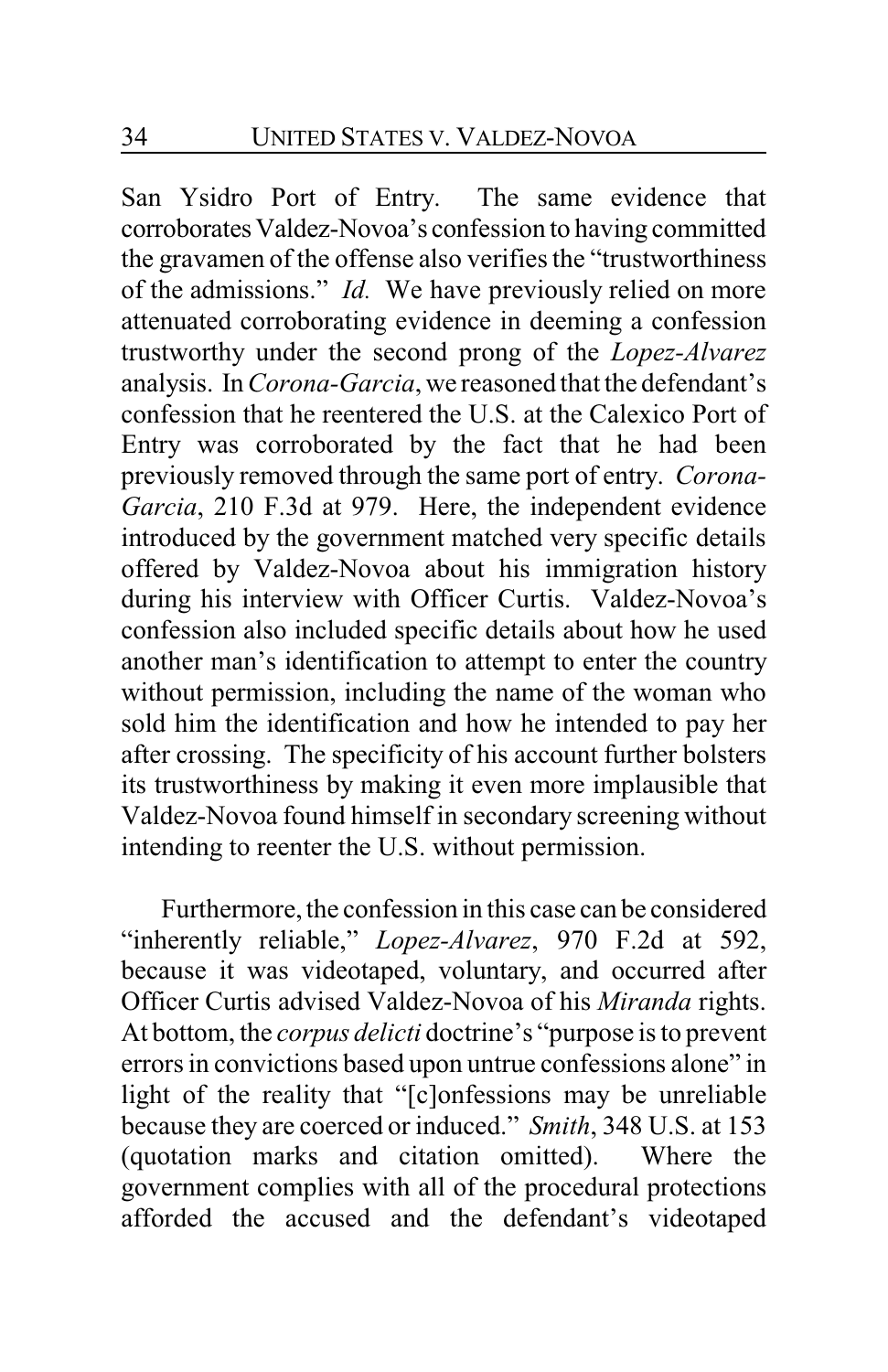San Ysidro Port of Entry. The same evidence that corroborates Valdez-Novoa's confession to having committed the gravamen of the offense also verifies the "trustworthiness of the admissions." *Id.* We have previously relied on more attenuated corroborating evidence in deeming a confession trustworthy under the second prong of the *Lopez-Alvarez* analysis. In *Corona-Garcia*, we reasoned that the defendant's confession that he reentered the U.S. at the Calexico Port of Entry was corroborated by the fact that he had been previously removed through the same port of entry. *Corona-Garcia*, 210 F.3d at 979. Here, the independent evidence introduced by the government matched very specific details offered by Valdez-Novoa about his immigration history during his interview with Officer Curtis. Valdez-Novoa's confession also included specific details about how he used another man's identification to attempt to enter the country without permission, including the name of the woman who sold him the identification and how he intended to pay her after crossing. The specificity of his account further bolsters its trustworthiness by making it even more implausible that Valdez-Novoa found himself in secondary screening without intending to reenter the U.S. without permission.

Furthermore, the confession in this case can be considered "inherently reliable," *Lopez-Alvarez*, 970 F.2d at 592, because it was videotaped, voluntary, and occurred after Officer Curtis advised Valdez-Novoa of his *Miranda* rights. At bottom, the *corpus delicti* doctrine's "purpose is to prevent errors in convictions based upon untrue confessions alone" in light of the reality that "[c]onfessions may be unreliable because they are coerced or induced." *Smith*, 348 U.S. at 153 (quotation marks and citation omitted). Where the government complies with all of the procedural protections afforded the accused and the defendant's videotaped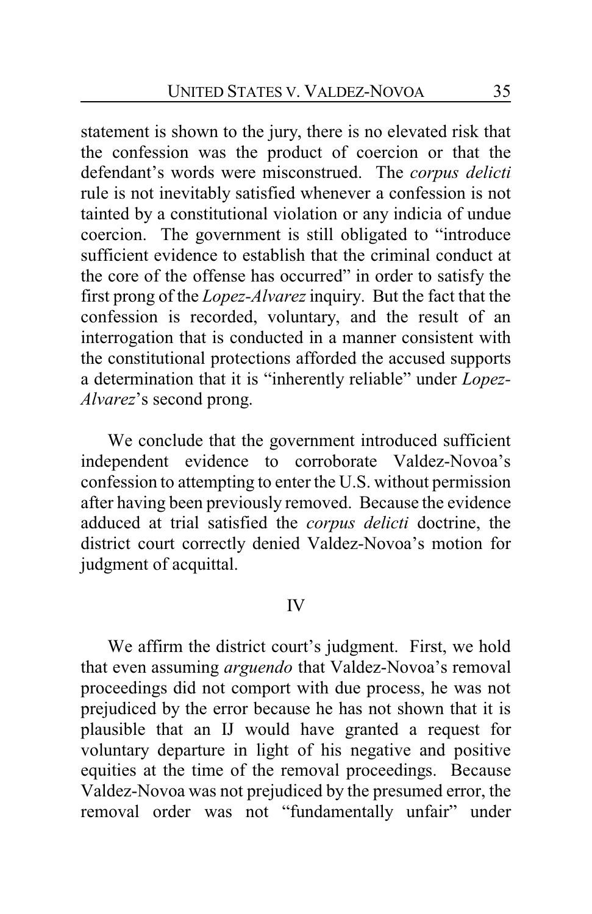statement is shown to the jury, there is no elevated risk that the confession was the product of coercion or that the defendant's words were misconstrued. The *corpus delicti* rule is not inevitably satisfied whenever a confession is not tainted by a constitutional violation or any indicia of undue coercion. The government is still obligated to "introduce sufficient evidence to establish that the criminal conduct at the core of the offense has occurred" in order to satisfy the first prong of the *Lopez-Alvarez* inquiry. But the fact that the confession is recorded, voluntary, and the result of an interrogation that is conducted in a manner consistent with the constitutional protections afforded the accused supports a determination that it is "inherently reliable" under *Lopez-Alvarez*'s second prong.

We conclude that the government introduced sufficient independent evidence to corroborate Valdez-Novoa's confession to attempting to enter the U.S. without permission after having been previously removed. Because the evidence adduced at trial satisfied the *corpus delicti* doctrine, the district court correctly denied Valdez-Novoa's motion for judgment of acquittal.

## IV

We affirm the district court's judgment. First, we hold that even assuming *arguendo* that Valdez-Novoa's removal proceedings did not comport with due process, he was not prejudiced by the error because he has not shown that it is plausible that an IJ would have granted a request for voluntary departure in light of his negative and positive equities at the time of the removal proceedings. Because Valdez-Novoa was not prejudiced by the presumed error, the removal order was not "fundamentally unfair" under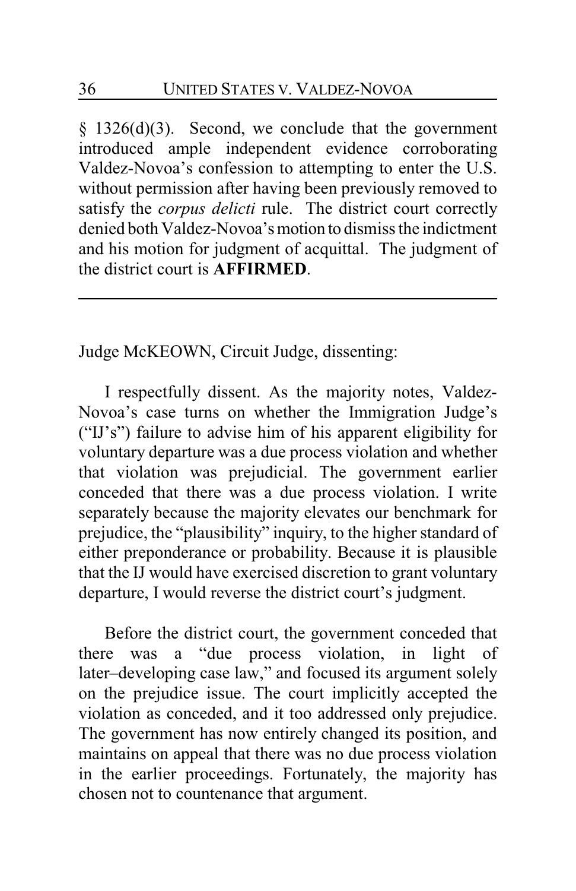§ 1326(d)(3). Second, we conclude that the government introduced ample independent evidence corroborating Valdez-Novoa's confession to attempting to enter the U.S. without permission after having been previously removed to satisfy the *corpus delicti* rule. The district court correctly denied both Valdez-Novoa's motion to dismiss the indictment and his motion for judgment of acquittal. The judgment of the district court is **AFFIRMED**.

---

Judge McKEOWN, Circuit Judge, dissenting:

I respectfully dissent. As the majority notes, Valdez-Novoa's case turns on whether the Immigration Judge's ("IJ's") failure to advise him of his apparent eligibility for voluntary departure was a due process violation and whether that violation was prejudicial. The government earlier conceded that there was a due process violation. I write separately because the majority elevates our benchmark for prejudice, the "plausibility" inquiry, to the higher standard of either preponderance or probability. Because it is plausible that the IJ would have exercised discretion to grant voluntary departure, I would reverse the district court's judgment.

Before the district court, the government conceded that there was a "due process violation, in light of later–developing case law," and focused its argument solely on the prejudice issue. The court implicitly accepted the violation as conceded, and it too addressed only prejudice. The government has now entirely changed its position, and maintains on appeal that there was no due process violation in the earlier proceedings. Fortunately, the majority has chosen not to countenance that argument.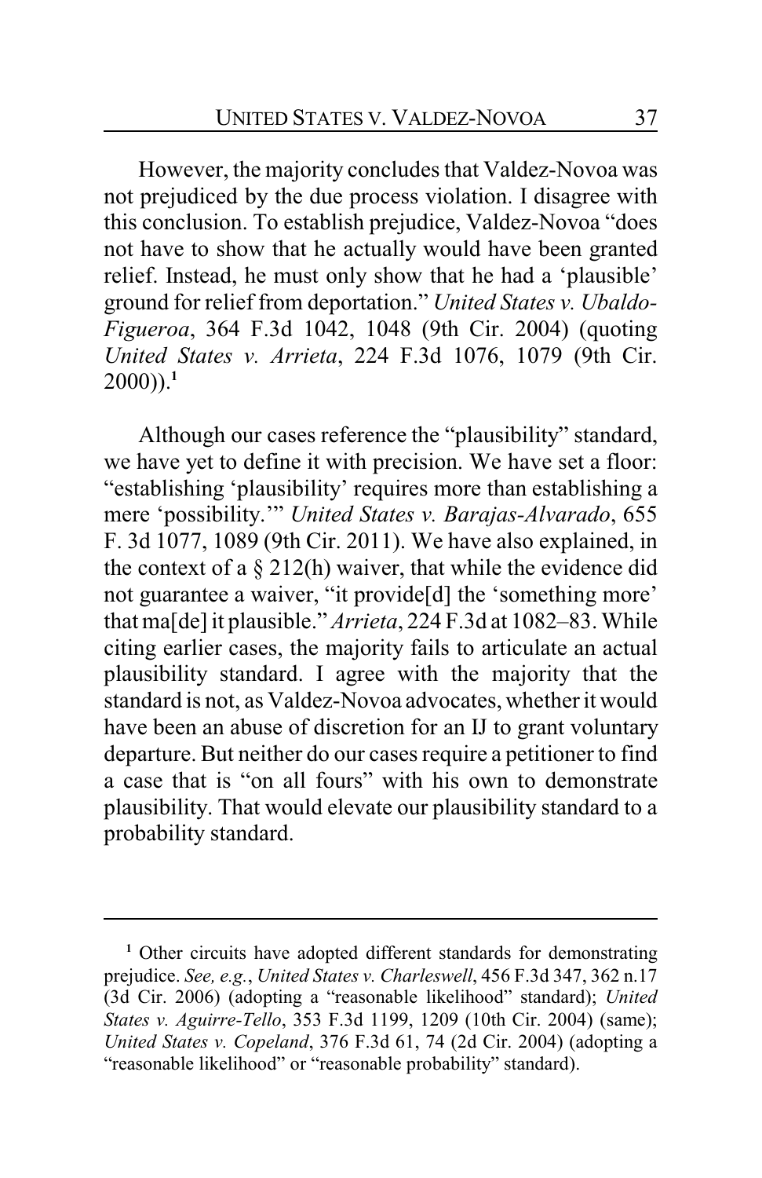However, the majority concludes that Valdez-Novoa was not prejudiced by the due process violation. I disagree with this conclusion. To establish prejudice, Valdez-Novoa "does not have to show that he actually would have been granted relief. Instead, he must only show that he had a 'plausible' ground for relief from deportation." *United States v. Ubaldo-Figueroa*, 364 F.3d 1042, 1048 (9th Cir. 2004) (quoting *United States v. Arrieta*, 224 F.3d 1076, 1079 (9th Cir. 2000)).[1]

Although our cases reference the "plausibility" standard, we have yet to define it with precision. We have set a floor: "establishing 'plausibility' requires more than establishing a mere 'possibility.'" *United States v. Barajas-Alvarado*, 655 F. 3d 1077, 1089 (9th Cir. 2011). We have also explained, in the context of a § 212(h) waiver, that while the evidence did not guarantee a waiver, "it provide[d] the 'something more' that ma[de] it plausible." *Arrieta*, 224 F.3d at 1082–83. While citing earlier cases, the majority fails to articulate an actual plausibility standard. I agree with the majority that the standard is not, as Valdez-Novoa advocates, whether it would have been an abuse of discretion for an IJ to grant voluntary departure. But neither do our cases require a petitioner to find a case that is "on all fours" with his own to demonstrate plausibility. That would elevate our plausibility standard to a probability standard.

---

[1] Other circuits have adopted different standards for demonstrating prejudice. *See, e.g.*, *United States v. Charleswell*, 456 F.3d 347, 362 n.17 (3d Cir. 2006) (adopting a "reasonable likelihood" standard); *United States v. Aguirre-Tello*, 353 F.3d 1199, 1209 (10th Cir. 2004) (same); *United States v. Copeland*, 376 F.3d 61, 74 (2d Cir. 2004) (adopting a "reasonable likelihood" or "reasonable probability" standard).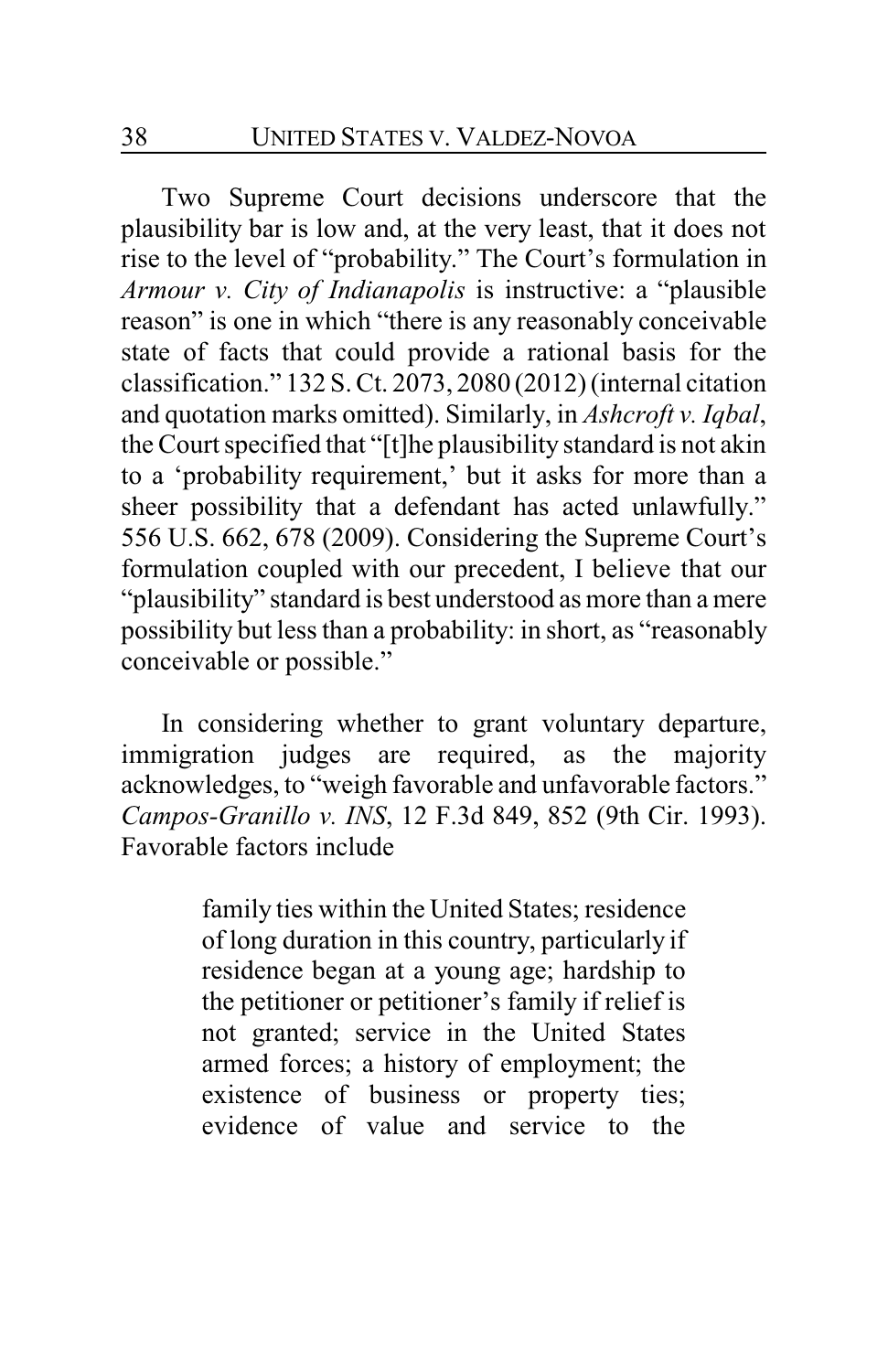Two Supreme Court decisions underscore that the plausibility bar is low and, at the very least, that it does not rise to the level of "probability." The Court's formulation in *Armour v. City of Indianapolis* is instructive: a "plausible reason" is one in which "there is any reasonably conceivable state of facts that could provide a rational basis for the classification." 132 S. Ct. 2073, 2080 (2012) (internal citation and quotation marks omitted). Similarly, in *Ashcroft v. Iqbal*, the Court specified that "[t]he plausibility standard is not akin to a 'probability requirement,' but it asks for more than a sheer possibility that a defendant has acted unlawfully." 556 U.S. 662, 678 (2009). Considering the Supreme Court's formulation coupled with our precedent, I believe that our "plausibility" standard is best understood as more than a mere possibility but less than a probability: in short, as "reasonably conceivable or possible."

In considering whether to grant voluntary departure, immigration judges are required, as the majority acknowledges, to "weigh favorable and unfavorable factors." *Campos-Granillo v. INS*, 12 F.3d 849, 852 (9th Cir. 1993). Favorable factors include

> family ties within the United States; residence of long duration in this country, particularly if residence began at a young age; hardship to the petitioner or petitioner's family if relief is not granted; service in the United States armed forces; a history of employment; the existence of business or property ties; evidence of value and service to the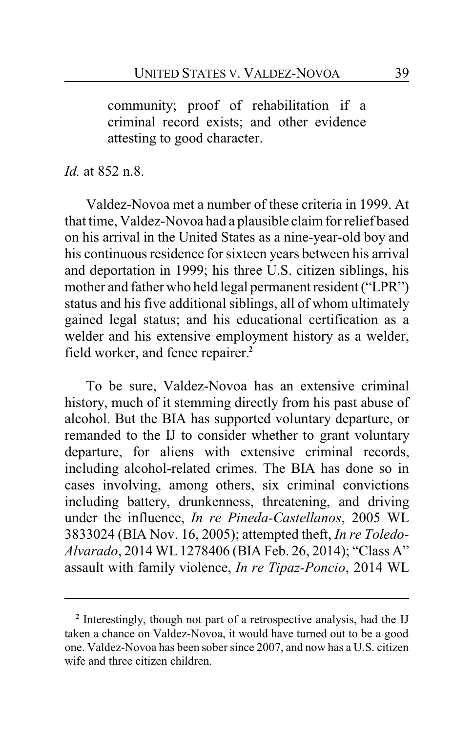> community; proof of rehabilitation if a criminal record exists; and other evidence attesting to good character.

*Id.* at 852 n.8.

Valdez-Novoa met a number of these criteria in 1999. At that time, Valdez-Novoa had a plausible claim for relief based on his arrival in the United States as a nine-year-old boy and his continuous residence for sixteen years between his arrival and deportation in 1999; his three U.S. citizen siblings, his mother and father who held legal permanent resident ("LPR") status and his five additional siblings, all of whom ultimately gained legal status; and his educational certification as a welder and his extensive employment history as a welder, field worker, and fence repairer.[2]

To be sure, Valdez-Novoa has an extensive criminal history, much of it stemming directly from his past abuse of alcohol. But the BIA has supported voluntary departure, or remanded to the IJ to consider whether to grant voluntary departure, for aliens with extensive criminal records, including alcohol-related crimes. The BIA has done so in cases involving, among others, six criminal convictions including battery, drunkenness, threatening, and driving under the influence, *In re Pineda-Castellanos*, 2005 WL 3833024 (BIA Nov. 16, 2005); attempted theft, *In re Toledo-Alvarado*, 2014 WL 1278406 (BIA Feb. 26, 2014); "Class A" assault with family violence, *In re Tipaz-Poncio*, 2014 WL

---

[2] Interestingly, though not part of a retrospective analysis, had the IJ taken a chance on Valdez-Novoa, it would have turned out to be a good one. Valdez-Novoa has been sober since 2007, and now has a U.S. citizen wife and three citizen children.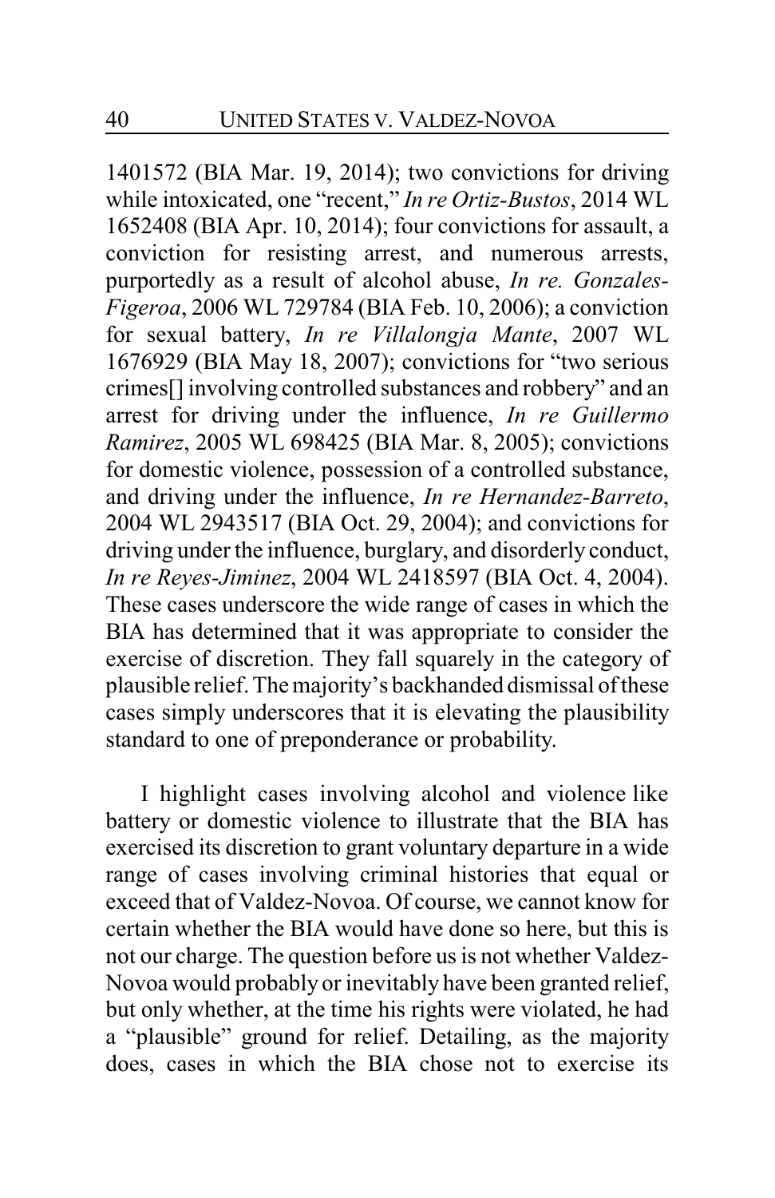1401572 (BIA Mar. 19, 2014); two convictions for driving while intoxicated, one "recent," *In re Ortiz-Bustos*, 2014 WL 1652408 (BIA Apr. 10, 2014); four convictions for assault, a conviction for resisting arrest, and numerous arrests, purportedly as a result of alcohol abuse, *In re. Gonzales-Figeroa*, 2006 WL 729784 (BIA Feb. 10, 2006); a conviction for sexual battery, *In re Villalongja Mante*, 2007 WL 1676929 (BIA May 18, 2007); convictions for "two serious crimes[] involving controlled substances and robbery" and an arrest for driving under the influence, *In re Guillermo Ramirez*, 2005 WL 698425 (BIA Mar. 8, 2005); convictions for domestic violence, possession of a controlled substance, and driving under the influence, *In re Hernandez-Barreto*, 2004 WL 2943517 (BIA Oct. 29, 2004); and convictions for driving under the influence, burglary, and disorderly conduct, *In re Reyes-Jiminez*, 2004 WL 2418597 (BIA Oct. 4, 2004). These cases underscore the wide range of cases in which the BIA has determined that it was appropriate to consider the exercise of discretion. They fall squarely in the category of plausible relief. The majority's backhanded dismissal of these cases simply underscores that it is elevating the plausibility standard to one of preponderance or probability.

I highlight cases involving alcohol and violence like battery or domestic violence to illustrate that the BIA has exercised its discretion to grant voluntary departure in a wide range of cases involving criminal histories that equal or exceed that of Valdez-Novoa. Of course, we cannot know for certain whether the BIA would have done so here, but this is not our charge. The question before us is not whether Valdez-Novoa would probably or inevitably have been granted relief, but only whether, at the time his rights were violated, he had a "plausible" ground for relief. Detailing, as the majority does, cases in which the BIA chose not to exercise its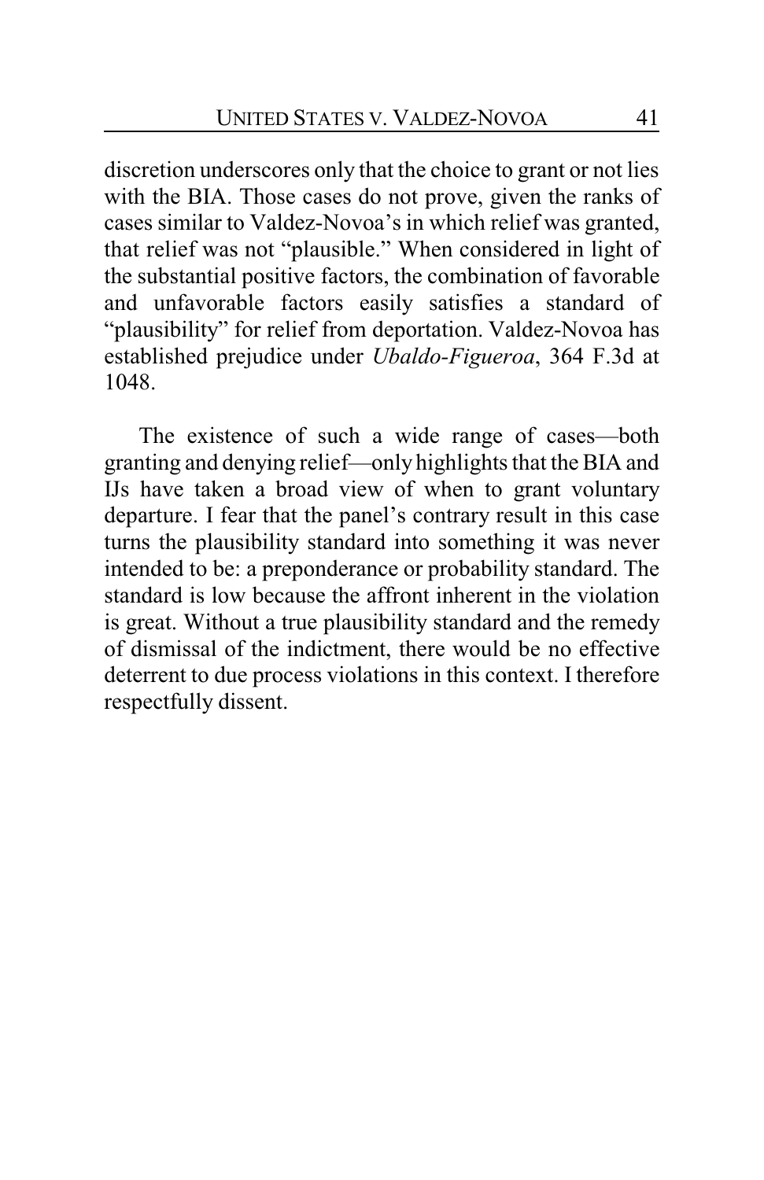discretion underscores only that the choice to grant or not lies with the BIA. Those cases do not prove, given the ranks of cases similar to Valdez-Novoa's in which relief was granted, that relief was not "plausible." When considered in light of the substantial positive factors, the combination of favorable and unfavorable factors easily satisfies a standard of "plausibility" for relief from deportation. Valdez-Novoa has established prejudice under *Ubaldo-Figueroa*, 364 F.3d at 1048.

The existence of such a wide range of cases—both granting and denying relief—only highlights that the BIA and IJs have taken a broad view of when to grant voluntary departure. I fear that the panel's contrary result in this case turns the plausibility standard into something it was never intended to be: a preponderance or probability standard. The standard is low because the affront inherent in the violation is great. Without a true plausibility standard and the remedy of dismissal of the indictment, there would be no effective deterrent to due process violations in this context. I therefore respectfully dissent.